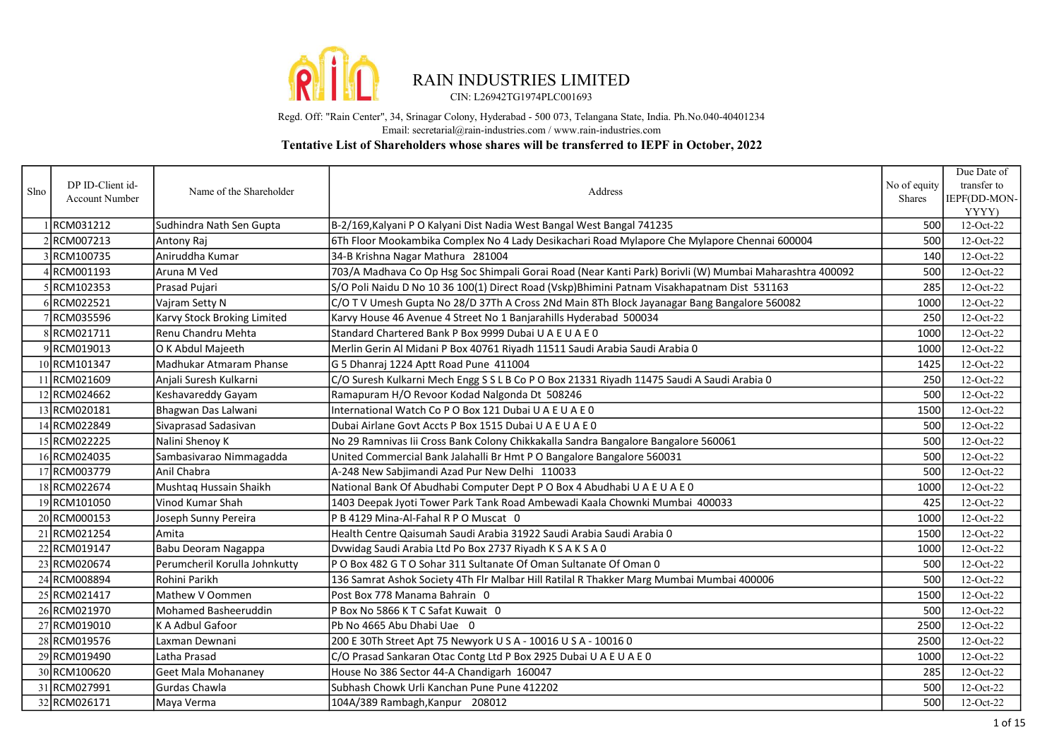# RAIN INDUSTRIES LIMITED

CIN: L26942TG1974PLC001693

Regd. Off: "Rain Center", 34, Srinagar Colony, Hyderabad - 500 073, Telangana State, India. Ph.No.040-40401234

Email: secretarial@rain-industries.com / www.rain-industries.com

**Tentative List of Shareholders whose shares will be transferred to IEPF in October, 2022**

| Slno | DP ID-Client id-Account Number | Name of the Shareholder | Address | No of equity Shares | Due Date of transfer to IEPF(DD-MON-YYYY) |
|---|---|---|---|---|---|
| 1 | RCM031212 | Sudhindra Nath Sen Gupta | B-2/169,Kalyani P O Kalyani Dist Nadia West Bangal West Bangal 741235 | 500 | 12-Oct-22 |
| 2 | RCM007213 | Antony Raj | 6Th Floor Mookambika Complex No 4 Lady Desikachari Road Mylapore Che Mylapore Chennai 600004 | 500 | 12-Oct-22 |
| 3 | RCM100735 | Aniruddha Kumar | 34-B Krishna Nagar Mathura 281004 | 140 | 12-Oct-22 |
| 4 | RCM001193 | Aruna M Ved | 703/A Madhava Co Op Hsg Soc Shimpali Gorai Road (Near Kanti Park) Borivli (W) Mumbai Maharashtra 400092 | 500 | 12-Oct-22 |
| 5 | RCM102353 | Prasad Pujari | S/O Poli Naidu D No 10 36 100(1) Direct Road (Vskp)Bhimini Patnam Visakhapatnam Dist 531163 | 285 | 12-Oct-22 |
| 6 | RCM022521 | Vajram Setty N | C/O T V Umesh Gupta No 28/D 37Th A Cross 2Nd Main 8Th Block Jayanagar Bang Bangalore 560082 | 1000 | 12-Oct-22 |
| 7 | RCM035596 | Karvy Stock Broking Limited | Karvy House 46 Avenue 4 Street No 1 Banjarahills Hyderabad 500034 | 250 | 12-Oct-22 |
| 8 | RCM021711 | Renu Chandru Mehta | Standard Chartered Bank P Box 9999 Dubai U A E U A E 0 | 1000 | 12-Oct-22 |
| 9 | RCM019013 | O K Abdul Majeeth | Merlin Gerin Al Midani P Box 40761 Riyadh 11511 Saudi Arabia Saudi Arabia 0 | 1000 | 12-Oct-22 |
| 10 | RCM101347 | Madhukar Atmaram Phanse | G 5 Dhanraj 1224 Aptt Road Pune 411004 | 1425 | 12-Oct-22 |
| 11 | RCM021609 | Anjali Suresh Kulkarni | C/O Suresh Kulkarni Mech Engg S S L B Co P O Box 21331 Riyadh 11475 Saudi A Saudi Arabia 0 | 250 | 12-Oct-22 |
| 12 | RCM024662 | Keshavareddy Gayam | Ramapuram H/O Revoor Kodad Nalgonda Dt 508246 | 500 | 12-Oct-22 |
| 13 | RCM020181 | Bhagwan Das Lalwani | International Watch Co P O Box 121 Dubai U A E U A E 0 | 1500 | 12-Oct-22 |
| 14 | RCM022849 | Sivaprasad Sadasivan | Dubai Airlane Govt Accts P Box 1515 Dubai U A E U A E 0 | 500 | 12-Oct-22 |
| 15 | RCM022225 | Nalini Shenoy K | No 29 Ramnivas Iii Cross Bank Colony Chikkakalla Sandra Bangalore Bangalore 560061 | 500 | 12-Oct-22 |
| 16 | RCM024035 | Sambasivarao Nimmagadda | United Commercial Bank Jalahalli Br Hmt P O Bangalore Bangalore 560031 | 500 | 12-Oct-22 |
| 17 | RCM003779 | Anil Chabra | A-248 New Sabjimandi Azad Pur New Delhi 110033 | 500 | 12-Oct-22 |
| 18 | RCM022674 | Mushtaq Hussain Shaikh | National Bank Of Abudhabi Computer Dept P O Box 4 Abudhabi U A E U A E 0 | 1000 | 12-Oct-22 |
| 19 | RCM101050 | Vinod Kumar Shah | 1403 Deepak Jyoti Tower Park Tank Road Ambewadi Kaala Chownki Mumbai 400033 | 425 | 12-Oct-22 |
| 20 | RCM000153 | Joseph Sunny Pereira | P B 4129 Mina-Al-Fahal R P O Muscat 0 | 1000 | 12-Oct-22 |
| 21 | RCM021254 | Amita | Health Centre Qaisumah Saudi Arabia 31922 Saudi Arabia Saudi Arabia 0 | 1500 | 12-Oct-22 |
| 22 | RCM019147 | Babu Deoram Nagappa | Dvwidag Saudi Arabia Ltd Po Box 2737 Riyadh K S A K S A 0 | 1000 | 12-Oct-22 |
| 23 | RCM020674 | Perumcheril Korulla Johnkutty | P O Box 482 G T O Sohar 311 Sultanate Of Oman Sultanate Of Oman 0 | 500 | 12-Oct-22 |
| 24 | RCM008894 | Rohini Parikh | 136 Samrat Ashok Society 4Th Flr Malbar Hill Ratilal R Thakker Marg Mumbai Mumbai 400006 | 500 | 12-Oct-22 |
| 25 | RCM021417 | Mathew V Oommen | Post Box 778 Manama Bahrain 0 | 1500 | 12-Oct-22 |
| 26 | RCM021970 | Mohamed Basheeruddin | P Box No 5866 K T C Safat Kuwait 0 | 500 | 12-Oct-22 |
| 27 | RCM019010 | K A Adbul Gafoor | Pb No 4665 Abu Dhabi Uae 0 | 2500 | 12-Oct-22 |
| 28 | RCM019576 | Laxman Dewnani | 200 E 30Th Street Apt 75 Newyork U S A - 10016 U S A - 10016 0 | 2500 | 12-Oct-22 |
| 29 | RCM019490 | Latha Prasad | C/O Prasad Sankaran Otac Contg Ltd P Box 2925 Dubai U A E U A E 0 | 1000 | 12-Oct-22 |
| 30 | RCM100620 | Geet Mala Mohananey | House No 386 Sector 44-A Chandigarh 160047 | 285 | 12-Oct-22 |
| 31 | RCM027991 | Gurdas Chawla | Subhash Chowk Urli Kanchan Pune Pune 412202 | 500 | 12-Oct-22 |
| 32 | RCM026171 | Maya Verma | 104A/389 Rambagh,Kanpur 208012 | 500 | 12-Oct-22 |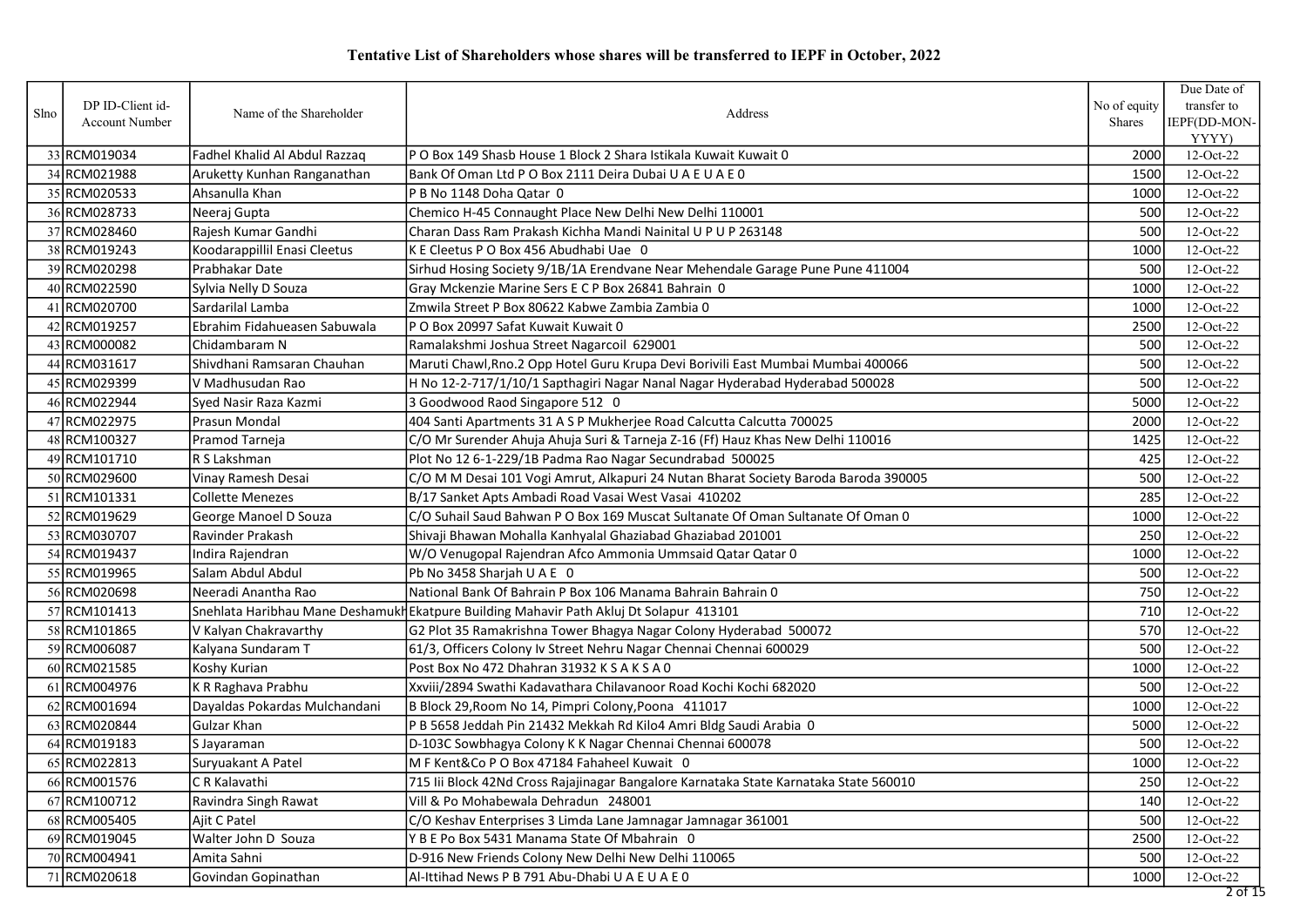# Tentative List of Shareholders whose shares will be transferred to IEPF in October, 2022

| Slno | DP ID-Client id-Account Number | Name of the Shareholder | Address | No of equity Shares | Due Date of transfer to IEPF(DD-MON-YYYY) |
|---|---|---|---|---|---|
| 33 | RCM019034 | Fadhel Khalid Al Abdul Razzaq | P O Box 149 Shasb House 1 Block 2 Shara Istikala Kuwait Kuwait 0 | 2000 | 12-Oct-22 |
| 34 | RCM021988 | Aruketty Kunhan Ranganathan | Bank Of Oman Ltd P O Box 2111 Deira Dubai U A E U A E 0 | 1500 | 12-Oct-22 |
| 35 | RCM020533 | Ahsanulla Khan | P B No 1148 Doha Qatar 0 | 1000 | 12-Oct-22 |
| 36 | RCM028733 | Neeraj Gupta | Chemico H-45 Connaught Place New Delhi New Delhi 110001 | 500 | 12-Oct-22 |
| 37 | RCM028460 | Rajesh Kumar Gandhi | Charan Dass Ram Prakash Kichha Mandi Nainital U P U P 263148 | 500 | 12-Oct-22 |
| 38 | RCM019243 | Koodarappillil Enasi Cleetus | K E Cleetus P O Box 456 Abudhabi Uae 0 | 1000 | 12-Oct-22 |
| 39 | RCM020298 | Prabhakar Date | Sirhud Hosing Society 9/1B/1A Erendvane Near Mehendale Garage Pune Pune 411004 | 500 | 12-Oct-22 |
| 40 | RCM022590 | Sylvia Nelly D Souza | Gray Mckenzie Marine Sers E C P Box 26841 Bahrain 0 | 1000 | 12-Oct-22 |
| 41 | RCM020700 | Sardarilal Lamba | Zmwila Street P Box 80622 Kabwe Zambia Zambia 0 | 1000 | 12-Oct-22 |
| 42 | RCM019257 | Ebrahim Fidahueasen Sabuwala | P O Box 20997 Safat Kuwait Kuwait 0 | 2500 | 12-Oct-22 |
| 43 | RCM000082 | Chidambaram N | Ramalakshmi Joshua Street Nagarcoil 629001 | 500 | 12-Oct-22 |
| 44 | RCM031617 | Shivdhani Ramsaran Chauhan | Maruti Chawl,Rno.2 Opp Hotel Guru Krupa Devi Borivili East Mumbai Mumbai 400066 | 500 | 12-Oct-22 |
| 45 | RCM029399 | V Madhusudan Rao | H No 12-2-717/1/10/1 Sapthagiri Nagar Nanal Nagar Hyderabad Hyderabad 500028 | 500 | 12-Oct-22 |
| 46 | RCM022944 | Syed Nasir Raza Kazmi | 3 Goodwood Raod Singapore 512 0 | 5000 | 12-Oct-22 |
| 47 | RCM022975 | Prasun Mondal | 404 Santi Apartments 31 A S P Mukherjee Road Calcutta Calcutta 700025 | 2000 | 12-Oct-22 |
| 48 | RCM100327 | Pramod Tarneja | C/O Mr Surender Ahuja Ahuja Suri & Tarneja Z-16 (Ff) Hauz Khas New Delhi 110016 | 1425 | 12-Oct-22 |
| 49 | RCM101710 | R S Lakshman | Plot No 12 6-1-229/1B Padma Rao Nagar Secundrabad 500025 | 425 | 12-Oct-22 |
| 50 | RCM029600 | Vinay Ramesh Desai | C/O M M Desai 101 Vogi Amrut, Alkapuri 24 Nutan Bharat Society Baroda Baroda 390005 | 500 | 12-Oct-22 |
| 51 | RCM101331 | Collette Menezes | B/17 Sanket Apts Ambadi Road Vasai West Vasai 410202 | 285 | 12-Oct-22 |
| 52 | RCM019629 | George Manoel D Souza | C/O Suhail Saud Bahwan P O Box 169 Muscat Sultanate Of Oman Sultanate Of Oman 0 | 1000 | 12-Oct-22 |
| 53 | RCM030707 | Ravinder Prakash | Shivaji Bhawan Mohalla Kanhyalal Ghaziabad Ghaziabad 201001 | 250 | 12-Oct-22 |
| 54 | RCM019437 | Indira Rajendran | W/O Venugopal Rajendran Afco Ammonia Ummsaid Qatar Qatar 0 | 1000 | 12-Oct-22 |
| 55 | RCM019965 | Salam Abdul Abdul | Pb No 3458 Sharjah U A E 0 | 500 | 12-Oct-22 |
| 56 | RCM020698 | Neeradi Anantha Rao | National Bank Of Bahrain P Box 106 Manama Bahrain Bahrain 0 | 750 | 12-Oct-22 |
| 57 | RCM101413 | Snehlata Haribhau Mane Deshamukh | Ekatpure Building Mahavir Path Akluj Dt Solapur 413101 | 710 | 12-Oct-22 |
| 58 | RCM101865 | V Kalyan Chakravarthy | G2 Plot 35 Ramakrishna Tower Bhagya Nagar Colony Hyderabad 500072 | 570 | 12-Oct-22 |
| 59 | RCM006087 | Kalyana Sundaram T | 61/3, Officers Colony Iv Street Nehru Nagar Chennai Chennai 600029 | 500 | 12-Oct-22 |
| 60 | RCM021585 | Koshy Kurian | Post Box No 472 Dhahran 31932 K S A K S A 0 | 1000 | 12-Oct-22 |
| 61 | RCM004976 | K R Raghava Prabhu | Xxviii/2894 Swathi Kadavathara Chilavanoor Road Kochi Kochi 682020 | 500 | 12-Oct-22 |
| 62 | RCM001694 | Dayaldas Pokardas Mulchandani | B Block 29,Room No 14, Pimpri Colony,Poona 411017 | 1000 | 12-Oct-22 |
| 63 | RCM020844 | Gulzar Khan | P B 5658 Jeddah Pin 21432 Mekkah Rd Kilo4 Amri Bldg Saudi Arabia 0 | 5000 | 12-Oct-22 |
| 64 | RCM019183 | S Jayaraman | D-103C Sowbhagya Colony K K Nagar Chennai Chennai 600078 | 500 | 12-Oct-22 |
| 65 | RCM022813 | Suryuakant A Patel | M F Kent&Co P O Box 47184 Fahaheel Kuwait 0 | 1000 | 12-Oct-22 |
| 66 | RCM001576 | C R Kalavathi | 715 Iii Block 42Nd Cross Rajajinagar Bangalore Karnataka State Karnataka State 560010 | 250 | 12-Oct-22 |
| 67 | RCM100712 | Ravindra Singh Rawat | Vill & Po Mohabewala Dehradun 248001 | 140 | 12-Oct-22 |
| 68 | RCM005405 | Ajit C Patel | C/O Keshav Enterprises 3 Limda Lane Jamnagar Jamnagar 361001 | 500 | 12-Oct-22 |
| 69 | RCM019045 | Walter John D Souza | Y B E Po Box 5431 Manama State Of Mbahrain 0 | 2500 | 12-Oct-22 |
| 70 | RCM004941 | Amita Sahni | D-916 New Friends Colony New Delhi New Delhi 110065 | 500 | 12-Oct-22 |
| 71 | RCM020618 | Govindan Gopinathan | Al-Ittihad News P B 791 Abu-Dhabi U A E U A E 0 | 1000 | 12-Oct-22 |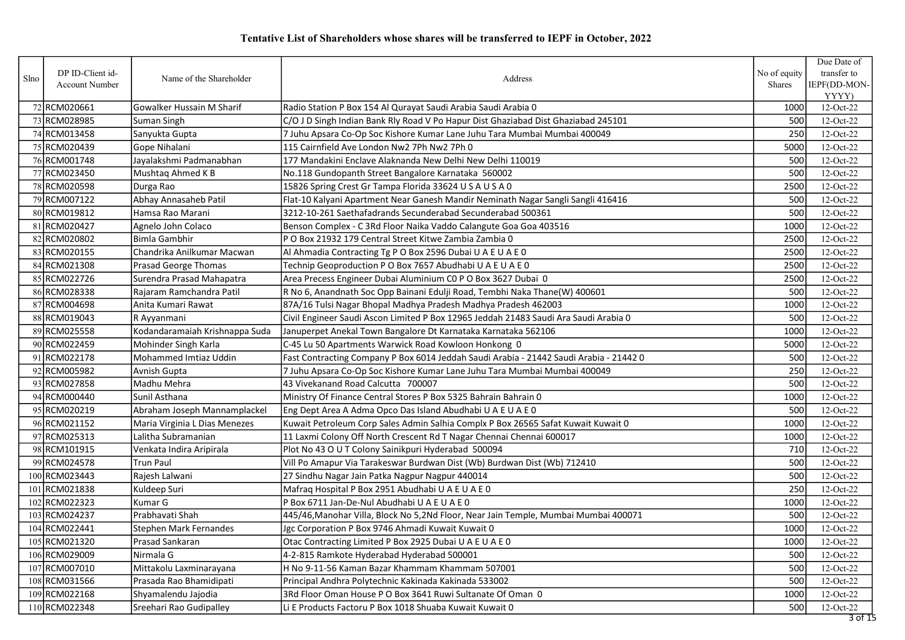# Tentative List of Shareholders whose shares will be transferred to IEPF in October, 2022

| Slno | DP ID-Client id-Account Number | Name of the Shareholder | Address | No of equity Shares | Due Date of transfer to IEPF(DD-MON-YYYY) |
|---|---|---|---|---|---|
| 72 | RCM020661 | Gowalker Hussain M Sharif | Radio Station P Box 154 Al Qurayat Saudi Arabia Saudi Arabia 0 | 1000 | 12-Oct-22 |
| 73 | RCM028985 | Suman Singh | C/O J D Singh Indian Bank Rly Road V Po Hapur Dist Ghaziabad Dist Ghaziabad 245101 | 500 | 12-Oct-22 |
| 74 | RCM013458 | Sanyukta Gupta | 7 Juhu Apsara Co-Op Soc Kishore Kumar Lane Juhu Tara Mumbai Mumbai 400049 | 250 | 12-Oct-22 |
| 75 | RCM020439 | Gope Nihalani | 115 Cairnfield Ave London Nw2 7Ph Nw2 7Ph 0 | 5000 | 12-Oct-22 |
| 76 | RCM001748 | Jayalakshmi Padmanabhan | 177 Mandakini Enclave Alaknanda New Delhi New Delhi 110019 | 500 | 12-Oct-22 |
| 77 | RCM023450 | Mushtaq Ahmed K B | No.118 Gundopanth Street Bangalore Karnataka 560002 | 500 | 12-Oct-22 |
| 78 | RCM020598 | Durga Rao | 15826 Spring Crest Gr Tampa Florida 33624 U S A U S A 0 | 2500 | 12-Oct-22 |
| 79 | RCM007122 | Abhay Annasaheb Patil | Flat-10 Kalyani Apartment Near Ganesh Mandir Neminath Nagar Sangli Sangli 416416 | 500 | 12-Oct-22 |
| 80 | RCM019812 | Hamsa Rao Marani | 3212-10-261 Saethafadrands Secunderabad Secunderabad 500361 | 500 | 12-Oct-22 |
| 81 | RCM020427 | Agnelo John Colaco | Benson Complex - C 3Rd Floor Naika Vaddo Calangute Goa Goa 403516 | 1000 | 12-Oct-22 |
| 82 | RCM020802 | Bimla Gambhir | P O Box 21932 179 Central Street Kitwe Zambia Zambia 0 | 2500 | 12-Oct-22 |
| 83 | RCM020155 | Chandrika Anilkumar Macwan | Al Ahmadia Contracting Tg P O Box 2596 Dubai U A E U A E 0 | 2500 | 12-Oct-22 |
| 84 | RCM021308 | Prasad George Thomas | Technip Geoproduction P O Box 7657 Abudhabi U A E U A E 0 | 2500 | 12-Oct-22 |
| 85 | RCM022726 | Surendra Prasad Mahapatra | Area Precess Engineer Dubai Aluminium C0 P O Box 3627 Dubai 0 | 2500 | 12-Oct-22 |
| 86 | RCM028338 | Rajaram Ramchandra Patil | R No 6, Anandnath Soc Opp Bainani Edulji Road, Tembhi Naka Thane(W) 400601 | 500 | 12-Oct-22 |
| 87 | RCM004698 | Anita Kumari Rawat | 87A/16 Tulsi Nagar Bhopal Madhya Pradesh Madhya Pradesh 462003 | 1000 | 12-Oct-22 |
| 88 | RCM019043 | R Ayyanmani | Civil Engineer Saudi Ascon Limited P Box 12965 Jeddah 21483 Saudi Ara Saudi Arabia 0 | 500 | 12-Oct-22 |
| 89 | RCM025558 | Kodandaramaiah Krishnappa Suda | Januperpet Anekal Town Bangalore Dt Karnataka Karnataka 562106 | 1000 | 12-Oct-22 |
| 90 | RCM022459 | Mohinder Singh Karla | C-45 Lu 50 Apartments Warwick Road Kowloon Honkong 0 | 5000 | 12-Oct-22 |
| 91 | RCM022178 | Mohammed Imtiaz Uddin | Fast Contracting Company P Box 6014 Jeddah Saudi Arabia - 21442 Saudi Arabia - 21442 0 | 500 | 12-Oct-22 |
| 92 | RCM005982 | Avnish Gupta | 7 Juhu Apsara Co-Op Soc Kishore Kumar Lane Juhu Tara Mumbai Mumbai 400049 | 250 | 12-Oct-22 |
| 93 | RCM027858 | Madhu Mehra | 43 Vivekanand Road Calcutta 700007 | 500 | 12-Oct-22 |
| 94 | RCM000440 | Sunil Asthana | Ministry Of Finance Central Stores P Box 5325 Bahrain Bahrain 0 | 1000 | 12-Oct-22 |
| 95 | RCM020219 | Abraham Joseph Mannamplackel | Eng Dept Area A Adma Opco Das Island Abudhabi U A E U A E 0 | 500 | 12-Oct-22 |
| 96 | RCM021152 | Maria Virginia L Dias Menezes | Kuwait Petroleum Corp Sales Admin Salhia Complx P Box 26565 Safat Kuwait Kuwait 0 | 1000 | 12-Oct-22 |
| 97 | RCM025313 | Lalitha Subramanian | 11 Laxmi Colony Off North Crescent Rd T Nagar Chennai Chennai 600017 | 1000 | 12-Oct-22 |
| 98 | RCM101915 | Venkata Indira Aripirala | Plot No 43 O U T Colony Sainikpuri Hyderabad 500094 | 710 | 12-Oct-22 |
| 99 | RCM024578 | Trun Paul | Vill Po Amapur Via Tarakeswar Burdwan Dist (Wb) Burdwan Dist (Wb) 712410 | 500 | 12-Oct-22 |
| 100 | RCM023443 | Rajesh Lalwani | 27 Sindhu Nagar Jain Patka Nagpur Nagpur 440014 | 500 | 12-Oct-22 |
| 101 | RCM021838 | Kuldeep Suri | Mafraq Hospital P Box 2951 Abudhabi U A E U A E 0 | 250 | 12-Oct-22 |
| 102 | RCM022323 | Kumar G | P Box 6711 Jan-De-Nul Abudhabi U A E U A E 0 | 1000 | 12-Oct-22 |
| 103 | RCM024237 | Prabhavati Shah | 445/46,Manohar Villa, Block No 5,2Nd Floor, Near Jain Temple, Mumbai Mumbai 400071 | 500 | 12-Oct-22 |
| 104 | RCM022441 | Stephen Mark Fernandes | Jgc Corporation P Box 9746 Ahmadi Kuwait Kuwait 0 | 1000 | 12-Oct-22 |
| 105 | RCM021320 | Prasad Sankaran | Otac Contracting Limited P Box 2925 Dubai U A E U A E 0 | 1000 | 12-Oct-22 |
| 106 | RCM029009 | Nirmala G | 4-2-815 Ramkote Hyderabad Hyderabad 500001 | 500 | 12-Oct-22 |
| 107 | RCM007010 | Mittakolu Laxminarayana | H No 9-11-56 Kaman Bazar Khammam Khammam 507001 | 500 | 12-Oct-22 |
| 108 | RCM031566 | Prasada Rao Bhamidipati | Principal Andhra Polytechnic Kakinada Kakinada 533002 | 500 | 12-Oct-22 |
| 109 | RCM022168 | Shyamalendu Jajodia | 3Rd Floor Oman House P O Box 3641 Ruwi Sultanate Of Oman 0 | 1000 | 12-Oct-22 |
| 110 | RCM022348 | Sreehari Rao Gudipalley | Li E Products Factoru P Box 1018 Shuaba Kuwait Kuwait 0 | 500 | 12-Oct-22 |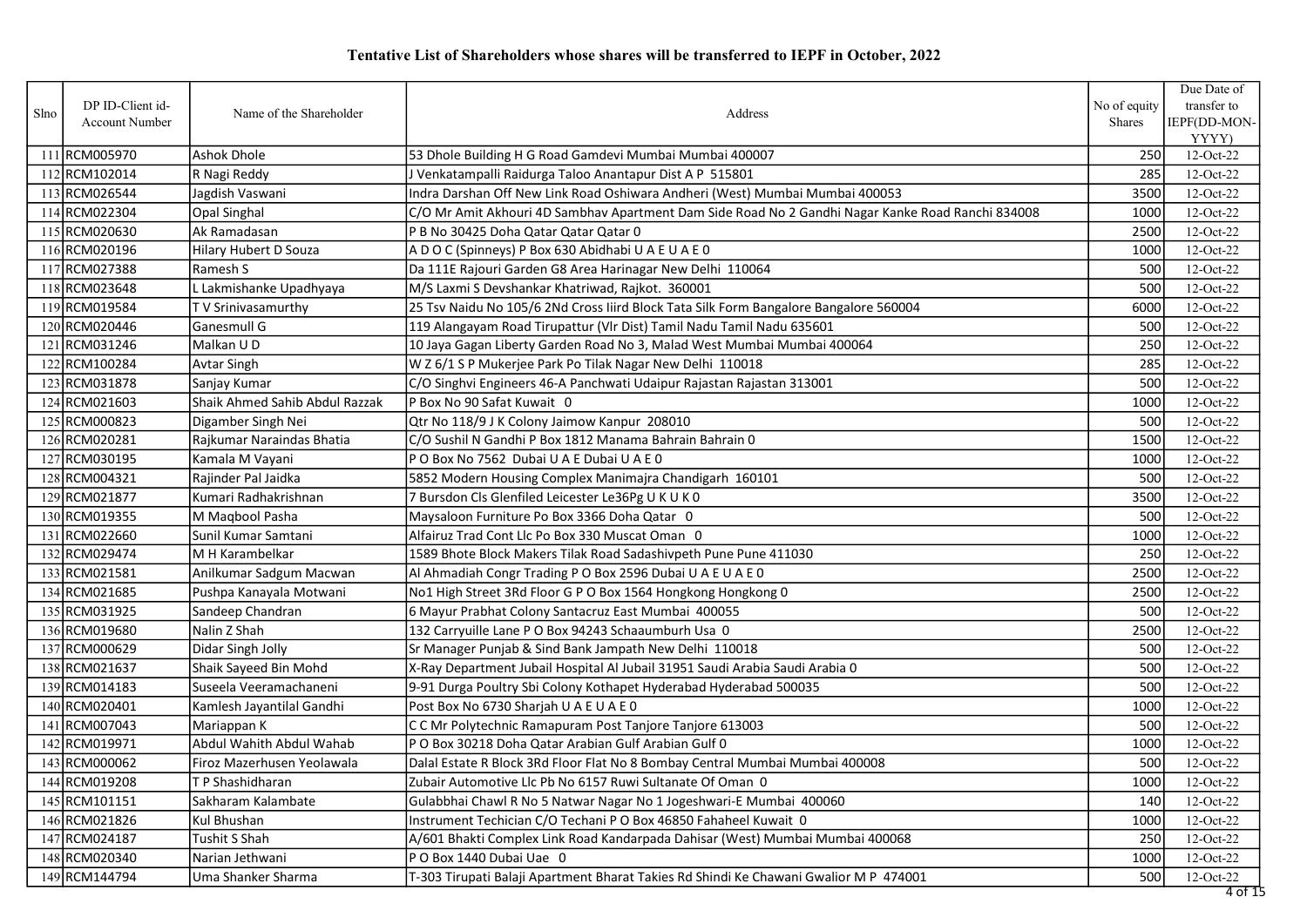# Tentative List of Shareholders whose shares will be transferred to IEPF in October, 2022

| Slno | DP ID-Client id-Account Number | Name of the Shareholder | Address | No of equity Shares | Due Date of transfer to IEPF(DD-MON-YYYY) |
|---|---|---|---|---|---|
| 111 | RCM005970 | Ashok Dhole | 53 Dhole Building H G Road Gamdevi Mumbai Mumbai 400007 | 250 | 12-Oct-22 |
| 112 | RCM102014 | R Nagi Reddy | J Venkatampalli Raidurga Taloo Anantapur Dist A P 515801 | 285 | 12-Oct-22 |
| 113 | RCM026544 | Jagdish Vaswani | Indra Darshan Off New Link Road Oshiwara Andheri (West) Mumbai Mumbai 400053 | 3500 | 12-Oct-22 |
| 114 | RCM022304 | Opal Singhal | C/O Mr Amit Akhouri 4D Sambhav Apartment Dam Side Road No 2 Gandhi Nagar Kanke Road Ranchi 834008 | 1000 | 12-Oct-22 |
| 115 | RCM020630 | Ak Ramadasan | P B No 30425 Doha Qatar Qatar Qatar 0 | 2500 | 12-Oct-22 |
| 116 | RCM020196 | Hilary Hubert D Souza | A D O C (Spinneys) P Box 630 Abidhabi U A E U A E 0 | 1000 | 12-Oct-22 |
| 117 | RCM027388 | Ramesh S | Da 111E Rajouri Garden G8 Area Harinagar New Delhi 110064 | 500 | 12-Oct-22 |
| 118 | RCM023648 | L Lakmishanke Upadhyaya | M/S Laxmi S Devshankar Khatriwad, Rajkot. 360001 | 500 | 12-Oct-22 |
| 119 | RCM019584 | T V Srinivasamurthy | 25 Tsv Naidu No 105/6 2Nd Cross Iiird Block Tata Silk Form Bangalore Bangalore 560004 | 6000 | 12-Oct-22 |
| 120 | RCM020446 | Ganesmull G | 119 Alangayam Road Tirupattur (Vlr Dist) Tamil Nadu Tamil Nadu 635601 | 500 | 12-Oct-22 |
| 121 | RCM031246 | Malkan U D | 10 Jaya Gagan Liberty Garden Road No 3, Malad West Mumbai Mumbai 400064 | 250 | 12-Oct-22 |
| 122 | RCM100284 | Avtar Singh | W Z 6/1 S P Mukerjee Park Po Tilak Nagar New Delhi 110018 | 285 | 12-Oct-22 |
| 123 | RCM031878 | Sanjay Kumar | C/O Singhvi Engineers 46-A Panchwati Udaipur Rajastan Rajastan 313001 | 500 | 12-Oct-22 |
| 124 | RCM021603 | Shaik Ahmed Sahib Abdul Razzak | P Box No 90 Safat Kuwait 0 | 1000 | 12-Oct-22 |
| 125 | RCM000823 | Digamber Singh Nei | Qtr No 118/9 J K Colony Jaimow Kanpur 208010 | 500 | 12-Oct-22 |
| 126 | RCM020281 | Rajkumar Naraindas Bhatia | C/O Sushil N Gandhi P Box 1812 Manama Bahrain Bahrain 0 | 1500 | 12-Oct-22 |
| 127 | RCM030195 | Kamala M Vayani | P O Box No 7562 Dubai U A E Dubai U A E 0 | 1000 | 12-Oct-22 |
| 128 | RCM004321 | Rajinder Pal Jaidka | 5852 Modern Housing Complex Manimajra Chandigarh 160101 | 500 | 12-Oct-22 |
| 129 | RCM021877 | Kumari Radhakrishnan | 7 Bursdon Cls Glenfiled Leicester Le36Pg U K U K 0 | 3500 | 12-Oct-22 |
| 130 | RCM019355 | M Maqbool Pasha | Maysaloon Furniture Po Box 3366 Doha Qatar 0 | 500 | 12-Oct-22 |
| 131 | RCM022660 | Sunil Kumar Samtani | Alfairuz Trad Cont Llc Po Box 330 Muscat Oman 0 | 1000 | 12-Oct-22 |
| 132 | RCM029474 | M H Karambelkar | 1589 Bhote Block Makers Tilak Road Sadashivpeth Pune Pune 411030 | 250 | 12-Oct-22 |
| 133 | RCM021581 | Anilkumar Sadgum Macwan | Al Ahmadiah Congr Trading P O Box 2596 Dubai U A E U A E 0 | 2500 | 12-Oct-22 |
| 134 | RCM021685 | Pushpa Kanayala Motwani | No1 High Street 3Rd Floor G P O Box 1564 Hongkong Hongkong 0 | 2500 | 12-Oct-22 |
| 135 | RCM031925 | Sandeep Chandran | 6 Mayur Prabhat Colony Santacruz East Mumbai 400055 | 500 | 12-Oct-22 |
| 136 | RCM019680 | Nalin Z Shah | 132 Carryuille Lane P O Box 94243 Schaaumburh Usa 0 | 2500 | 12-Oct-22 |
| 137 | RCM000629 | Didar Singh Jolly | Sr Manager Punjab & Sind Bank Jampath New Delhi 110018 | 500 | 12-Oct-22 |
| 138 | RCM021637 | Shaik Sayeed Bin Mohd | X-Ray Department Jubail Hospital Al Jubail 31951 Saudi Arabia Saudi Arabia 0 | 500 | 12-Oct-22 |
| 139 | RCM014183 | Suseela Veeramachaneni | 9-91 Durga Poultry Sbi Colony Kothapet Hyderabad Hyderabad 500035 | 500 | 12-Oct-22 |
| 140 | RCM020401 | Kamlesh Jayantilal Gandhi | Post Box No 6730 Sharjah U A E U A E 0 | 1000 | 12-Oct-22 |
| 141 | RCM007043 | Mariappan K | C C Mr Polytechnic Ramapuram Post Tanjore Tanjore 613003 | 500 | 12-Oct-22 |
| 142 | RCM019971 | Abdul Wahith Abdul Wahab | P O Box 30218 Doha Qatar Arabian Gulf Arabian Gulf 0 | 1000 | 12-Oct-22 |
| 143 | RCM000062 | Firoz Mazerhusen Yeolawala | Dalal Estate R Block 3Rd Floor Flat No 8 Bombay Central Mumbai Mumbai 400008 | 500 | 12-Oct-22 |
| 144 | RCM019208 | T P Shashidharan | Zubair Automotive Llc Pb No 6157 Ruwi Sultanate Of Oman 0 | 1000 | 12-Oct-22 |
| 145 | RCM101151 | Sakharam Kalambate | Gulabbhai Chawl R No 5 Natwar Nagar No 1 Jogeshwari-E Mumbai 400060 | 140 | 12-Oct-22 |
| 146 | RCM021826 | Kul Bhushan | Instrument Techician C/O Techani P O Box 46850 Fahaheel Kuwait 0 | 1000 | 12-Oct-22 |
| 147 | RCM024187 | Tushit S Shah | A/601 Bhakti Complex Link Road Kandarpada Dahisar (West) Mumbai Mumbai 400068 | 250 | 12-Oct-22 |
| 148 | RCM020340 | Narian Jethwani | P O Box 1440 Dubai Uae 0 | 1000 | 12-Oct-22 |
| 149 | RCM144794 | Uma Shanker Sharma | T-303 Tirupati Balaji Apartment Bharat Takies Rd Shindi Ke Chawani Gwalior M P 474001 | 500 | 12-Oct-22 |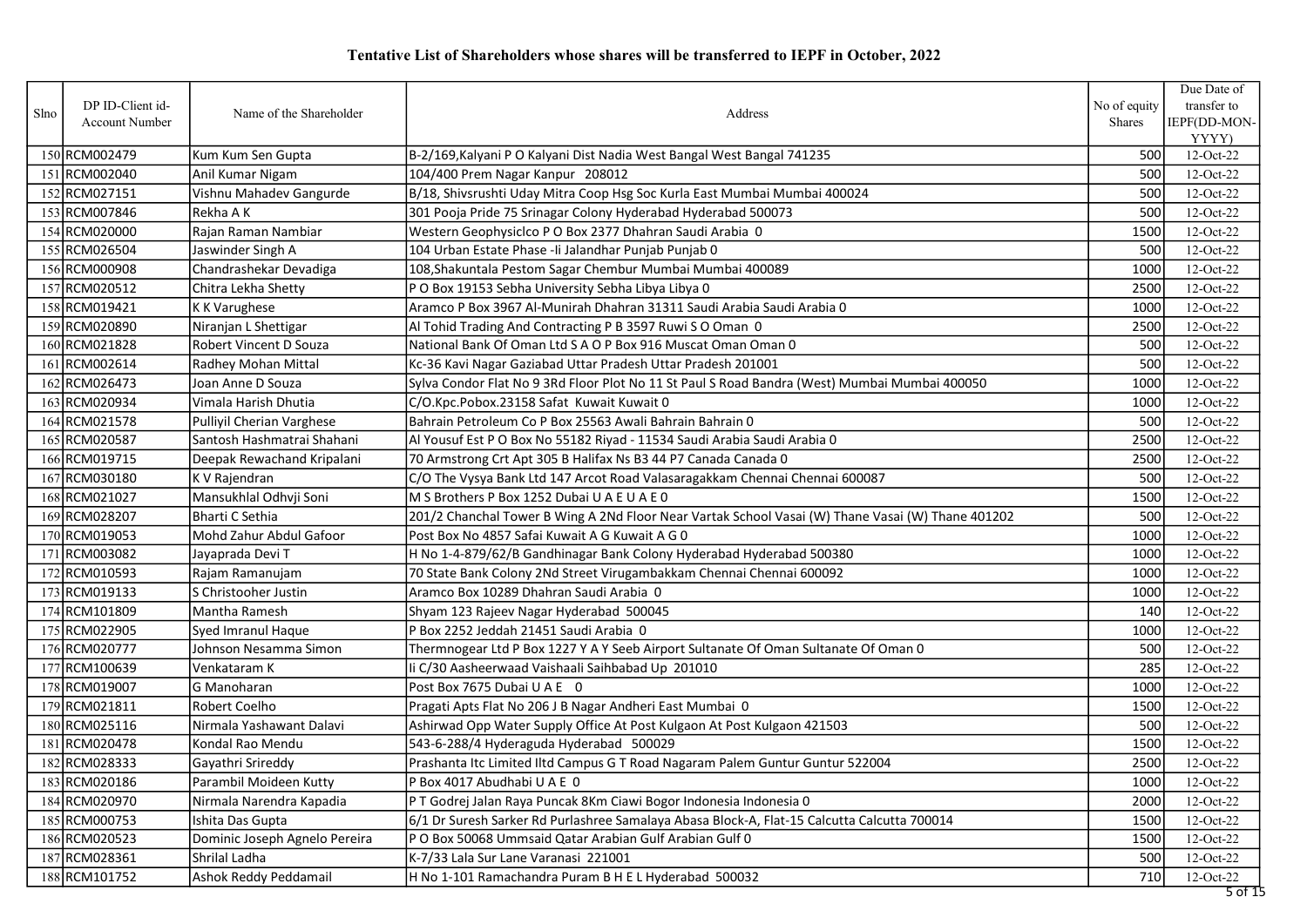# Tentative List of Shareholders whose shares will be transferred to IEPF in October, 2022

| Slno | DP ID-Client id-Account Number | Name of the Shareholder | Address | No of equity Shares | Due Date of transfer to IEPF(DD-MON-YYYY) |
|---|---|---|---|---|---|
| 150 | RCM002479 | Kum Kum Sen Gupta | B-2/169,Kalyani P O Kalyani Dist Nadia West Bangal West Bangal 741235 | 500 | 12-Oct-22 |
| 151 | RCM002040 | Anil Kumar Nigam | 104/400 Prem Nagar Kanpur 208012 | 500 | 12-Oct-22 |
| 152 | RCM027151 | Vishnu Mahadev Gangurde | B/18, Shivsrushti Uday Mitra Coop Hsg Soc Kurla East Mumbai Mumbai 400024 | 500 | 12-Oct-22 |
| 153 | RCM007846 | Rekha A K | 301 Pooja Pride 75 Srinagar Colony Hyderabad Hyderabad 500073 | 500 | 12-Oct-22 |
| 154 | RCM020000 | Rajan Raman Nambiar | Western Geophysiclco P O Box 2377 Dhahran Saudi Arabia 0 | 1500 | 12-Oct-22 |
| 155 | RCM026504 | Jaswinder Singh A | 104 Urban Estate Phase -Ii Jalandhar Punjab Punjab 0 | 500 | 12-Oct-22 |
| 156 | RCM000908 | Chandrashekar Devadiga | 108,Shakuntala Pestom Sagar Chembur Mumbai Mumbai 400089 | 1000 | 12-Oct-22 |
| 157 | RCM020512 | Chitra Lekha Shetty | P O Box 19153 Sebha University Sebha Libya Libya 0 | 2500 | 12-Oct-22 |
| 158 | RCM019421 | K K Varughese | Aramco P Box 3967 Al-Munirah Dhahran 31311 Saudi Arabia Saudi Arabia 0 | 1000 | 12-Oct-22 |
| 159 | RCM020890 | Niranjan L Shettigar | Al Tohid Trading And Contracting P B 3597 Ruwi S O Oman 0 | 2500 | 12-Oct-22 |
| 160 | RCM021828 | Robert Vincent D Souza | National Bank Of Oman Ltd S A O P Box 916 Muscat Oman Oman 0 | 500 | 12-Oct-22 |
| 161 | RCM002614 | Radhey Mohan Mittal | Kc-36 Kavi Nagar Gaziabad Uttar Pradesh Uttar Pradesh 201001 | 500 | 12-Oct-22 |
| 162 | RCM026473 | Joan Anne D Souza | Sylva Condor Flat No 9 3Rd Floor Plot No 11 St Paul S Road Bandra (West) Mumbai Mumbai 400050 | 1000 | 12-Oct-22 |
| 163 | RCM020934 | Vimala Harish Dhutia | C/O.Kpc.Pobox.23158 Safat Kuwait Kuwait 0 | 1000 | 12-Oct-22 |
| 164 | RCM021578 | Pulliyil Cherian Varghese | Bahrain Petroleum Co P Box 25563 Awali Bahrain Bahrain 0 | 500 | 12-Oct-22 |
| 165 | RCM020587 | Santosh Hashmatrai Shahani | Al Yousuf Est P O Box No 55182 Riyad - 11534 Saudi Arabia Saudi Arabia 0 | 2500 | 12-Oct-22 |
| 166 | RCM019715 | Deepak Rewachand Kripalani | 70 Armstrong Crt Apt 305 B Halifax Ns B3 44 P7 Canada Canada 0 | 2500 | 12-Oct-22 |
| 167 | RCM030180 | K V Rajendran | C/O The Vysya Bank Ltd 147 Arcot Road Valasaragakkam Chennai Chennai 600087 | 500 | 12-Oct-22 |
| 168 | RCM021027 | Mansukhlal Odhvji Soni | M S Brothers P Box 1252 Dubai U A E U A E 0 | 1500 | 12-Oct-22 |
| 169 | RCM028207 | Bharti C Sethia | 201/2 Chanchal Tower B Wing A 2Nd Floor Near Vartak School Vasai (W) Thane Vasai (W) Thane 401202 | 500 | 12-Oct-22 |
| 170 | RCM019053 | Mohd Zahur Abdul Gafoor | Post Box No 4857 Safai Kuwait A G Kuwait A G 0 | 1000 | 12-Oct-22 |
| 171 | RCM003082 | Jayaprada Devi T | H No 1-4-879/62/B Gandhinagar Bank Colony Hyderabad Hyderabad 500380 | 1000 | 12-Oct-22 |
| 172 | RCM010593 | Rajam Ramanujam | 70 State Bank Colony 2Nd Street Virugambakkam Chennai Chennai 600092 | 1000 | 12-Oct-22 |
| 173 | RCM019133 | S Christooher Justin | Aramco Box 10289 Dhahran Saudi Arabia 0 | 1000 | 12-Oct-22 |
| 174 | RCM101809 | Mantha Ramesh | Shyam 123 Rajeev Nagar Hyderabad 500045 | 140 | 12-Oct-22 |
| 175 | RCM022905 | Syed Imranul Haque | P Box 2252 Jeddah 21451 Saudi Arabia 0 | 1000 | 12-Oct-22 |
| 176 | RCM020777 | Johnson Nesamma Simon | Thermnogear Ltd P Box 1227 Y A Y Seeb Airport Sultanate Of Oman Sultanate Of Oman 0 | 500 | 12-Oct-22 |
| 177 | RCM100639 | Venkataram K | Ii C/30 Aasheerwaad Vaishaali Saihbabad Up 201010 | 285 | 12-Oct-22 |
| 178 | RCM019007 | G Manoharan | Post Box 7675 Dubai U A E 0 | 1000 | 12-Oct-22 |
| 179 | RCM021811 | Robert Coelho | Pragati Apts Flat No 206 J B Nagar Andheri East Mumbai 0 | 1500 | 12-Oct-22 |
| 180 | RCM025116 | Nirmala Yashawant Dalavi | Ashirwad Opp Water Supply Office At Post Kulgaon At Post Kulgaon 421503 | 500 | 12-Oct-22 |
| 181 | RCM020478 | Kondal Rao Mendu | 543-6-288/4 Hyderaguda Hyderabad 500029 | 1500 | 12-Oct-22 |
| 182 | RCM028333 | Gayathri Srireddy | Prashanta Itc Limited Iltd Campus G T Road Nagaram Palem Guntur Guntur 522004 | 2500 | 12-Oct-22 |
| 183 | RCM020186 | Parambil Moideen Kutty | P Box 4017 Abudhabi U A E 0 | 1000 | 12-Oct-22 |
| 184 | RCM020970 | Nirmala Narendra Kapadia | P T Godrej Jalan Raya Puncak 8Km Ciawi Bogor Indonesia Indonesia 0 | 2000 | 12-Oct-22 |
| 185 | RCM000753 | Ishita Das Gupta | 6/1 Dr Suresh Sarker Rd Purlashree Samalaya Abasa Block-A, Flat-15 Calcutta Calcutta 700014 | 1500 | 12-Oct-22 |
| 186 | RCM020523 | Dominic Joseph Agnelo Pereira | P O Box 50068 Ummsaid Qatar Arabian Gulf Arabian Gulf 0 | 1500 | 12-Oct-22 |
| 187 | RCM028361 | Shrilal Ladha | K-7/33 Lala Sur Lane Varanasi 221001 | 500 | 12-Oct-22 |
| 188 | RCM101752 | Ashok Reddy Peddamail | H No 1-101 Ramachandra Puram B H E L Hyderabad 500032 | 710 | 12-Oct-22 |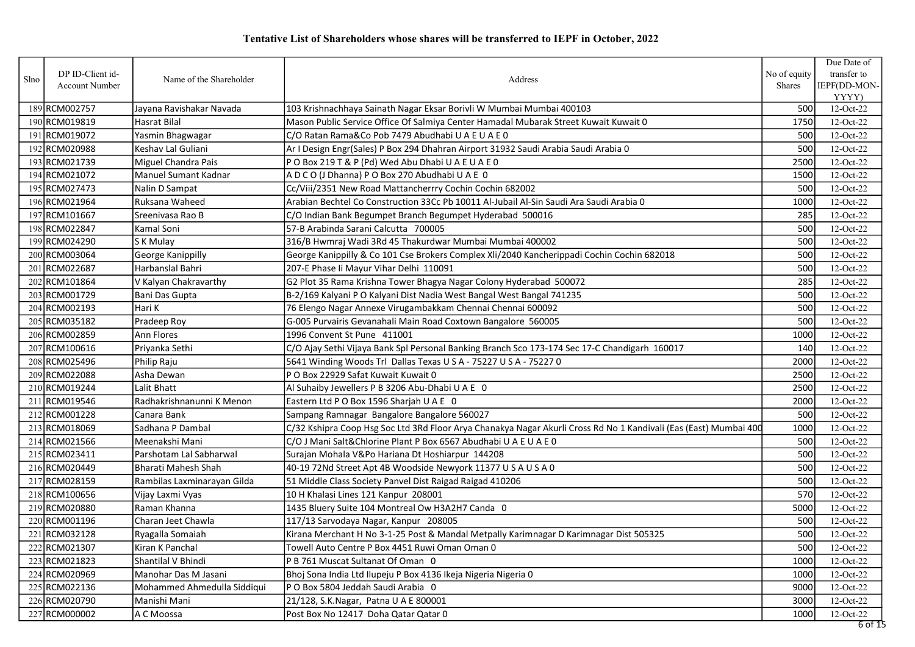# Tentative List of Shareholders whose shares will be transferred to IEPF in October, 2022

| Slno | DP ID-Client id-Account Number | Name of the Shareholder | Address | No of equity Shares | Due Date of transfer to IEPF(DD-MON-YYYY) |
|---|---|---|---|---|---|
| 189 | RCM002757 | Jayana Ravishakar Navada | 103 Krishnachhaya Sainath Nagar Eksar Borivli W Mumbai Mumbai 400103 | 500 | 12-Oct-22 |
| 190 | RCM019819 | Hasrat Bilal | Mason Public Service Office Of Salmiya Center Hamadal Mubarak Street Kuwait Kuwait 0 | 1750 | 12-Oct-22 |
| 191 | RCM019072 | Yasmin Bhagwagar | C/O Ratan Rama&Co Pob 7479 Abudhabi U A E U A E 0 | 500 | 12-Oct-22 |
| 192 | RCM020988 | Keshav Lal Guliani | Ar I Design Engr(Sales) P Box 294 Dhahran Airport 31932 Saudi Arabia Saudi Arabia 0 | 500 | 12-Oct-22 |
| 193 | RCM021739 | Miguel Chandra Pais | P O Box 219 T & P (Pd) Wed Abu Dhabi U A E U A E 0 | 2500 | 12-Oct-22 |
| 194 | RCM021072 | Manuel Sumant Kadnar | A D C O (J Dhanna) P O Box 270 Abudhabi U A E 0 | 1500 | 12-Oct-22 |
| 195 | RCM027473 | Nalin D Sampat | Cc/Viii/2351 New Road Mattancherrry Cochin Cochin 682002 | 500 | 12-Oct-22 |
| 196 | RCM021964 | Ruksana Waheed | Arabian Bechtel Co Construction 33Cc Pb 10011 Al-Jubail Al-Sin Saudi Ara Saudi Arabia 0 | 1000 | 12-Oct-22 |
| 197 | RCM101667 | Sreenivasa Rao B | C/O Indian Bank Begumpet Branch Begumpet Hyderabad 500016 | 285 | 12-Oct-22 |
| 198 | RCM022847 | Kamal Soni | 57-B Arabinda Sarani Calcutta 700005 | 500 | 12-Oct-22 |
| 199 | RCM024290 | S K Mulay | 316/B Hwmraj Wadi 3Rd 45 Thakurdwar Mumbai Mumbai 400002 | 500 | 12-Oct-22 |
| 200 | RCM003064 | George Kanippilly | George Kanippilly & Co 101 Cse Brokers Complex Xli/2040 Kancherippadi Cochin Cochin 682018 | 500 | 12-Oct-22 |
| 201 | RCM022687 | Harbanslal Bahri | 207-E Phase Ii Mayur Vihar Delhi 110091 | 500 | 12-Oct-22 |
| 202 | RCM101864 | V Kalyan Chakravarthy | G2 Plot 35 Rama Krishna Tower Bhagya Nagar Colony Hyderabad 500072 | 285 | 12-Oct-22 |
| 203 | RCM001729 | Bani Das Gupta | B-2/169 Kalyani P O Kalyani Dist Nadia West Bangal West Bangal 741235 | 500 | 12-Oct-22 |
| 204 | RCM002193 | Hari K | 76 Elengo Nagar Annexe Virugambakkam Chennai Chennai 600092 | 500 | 12-Oct-22 |
| 205 | RCM035182 | Pradeep Roy | G-005 Purvairis Gevanahali Main Road Coxtown Bangalore 560005 | 500 | 12-Oct-22 |
| 206 | RCM002859 | Ann Flores | 1996 Convent St Pune 411001 | 1000 | 12-Oct-22 |
| 207 | RCM100616 | Priyanka Sethi | C/O Ajay Sethi Vijaya Bank Spl Personal Banking Branch Sco 173-174 Sec 17-C Chandigarh 160017 | 140 | 12-Oct-22 |
| 208 | RCM025496 | Philip Raju | 5641 Winding Woods Trl Dallas Texas U S A - 75227 U S A - 75227 0 | 2000 | 12-Oct-22 |
| 209 | RCM022088 | Asha Dewan | P O Box 22929 Safat Kuwait Kuwait 0 | 2500 | 12-Oct-22 |
| 210 | RCM019244 | Lalit Bhatt | Al Suhaiby Jewellers P B 3206 Abu-Dhabi U A E 0 | 2500 | 12-Oct-22 |
| 211 | RCM019546 | Radhakrishnanunni K Menon | Eastern Ltd P O Box 1596 Sharjah U A E 0 | 2000 | 12-Oct-22 |
| 212 | RCM001228 | Canara Bank | Sampang Ramnagar Bangalore Bangalore 560027 | 500 | 12-Oct-22 |
| 213 | RCM018069 | Sadhana P Dambal | C/32 Kshipra Coop Hsg Soc Ltd 3Rd Floor Arya Chanakya Nagar Akurli Cross Rd No 1 Kandivali (Eas (East) Mumbai 400 | 1000 | 12-Oct-22 |
| 214 | RCM021566 | Meenakshi Mani | C/O J Mani Salt&Chlorine Plant P Box 6567 Abudhabi U A E U A E 0 | 500 | 12-Oct-22 |
| 215 | RCM023411 | Parshotam Lal Sabharwal | Surajan Mohala V&Po Hariana Dt Hoshiarpur 144208 | 500 | 12-Oct-22 |
| 216 | RCM020449 | Bharati Mahesh Shah | 40-19 72Nd Street Apt 4B Woodside Newyork 11377 U S A U S A 0 | 500 | 12-Oct-22 |
| 217 | RCM028159 | Rambilas Laxminarayan Gilda | 51 Middle Class Society Panvel Dist Raigad Raigad 410206 | 500 | 12-Oct-22 |
| 218 | RCM100656 | Vijay Laxmi Vyas | 10 H Khalasi Lines 121 Kanpur 208001 | 570 | 12-Oct-22 |
| 219 | RCM020880 | Raman Khanna | 1435 Bluery Suite 104 Montreal Ow H3A2H7 Canda 0 | 5000 | 12-Oct-22 |
| 220 | RCM001196 | Charan Jeet Chawla | 117/13 Sarvodaya Nagar, Kanpur 208005 | 500 | 12-Oct-22 |
| 221 | RCM032128 | Ryagalla Somaiah | Kirana Merchant H No 3-1-25 Post & Mandal Metpally Karimnagar D Karimnagar Dist 505325 | 500 | 12-Oct-22 |
| 222 | RCM021307 | Kiran K Panchal | Towell Auto Centre P Box 4451 Ruwi Oman Oman 0 | 500 | 12-Oct-22 |
| 223 | RCM021823 | Shantilal V Bhindi | P B 761 Muscat Sultanat Of Oman 0 | 1000 | 12-Oct-22 |
| 224 | RCM020969 | Manohar Das M Jasani | Bhoj Sona India Ltd Ilupeju P Box 4136 Ikeja Nigeria Nigeria 0 | 1000 | 12-Oct-22 |
| 225 | RCM022136 | Mohammed Ahmedulla Siddiqui | P O Box 5804 Jeddah Saudi Arabia 0 | 9000 | 12-Oct-22 |
| 226 | RCM020790 | Manishi Mani | 21/128, S.K.Nagar, Patna U A E 800001 | 3000 | 12-Oct-22 |
| 227 | RCM000002 | A C Moossa | Post Box No 12417 Doha Qatar Qatar 0 | 1000 | 12-Oct-22 |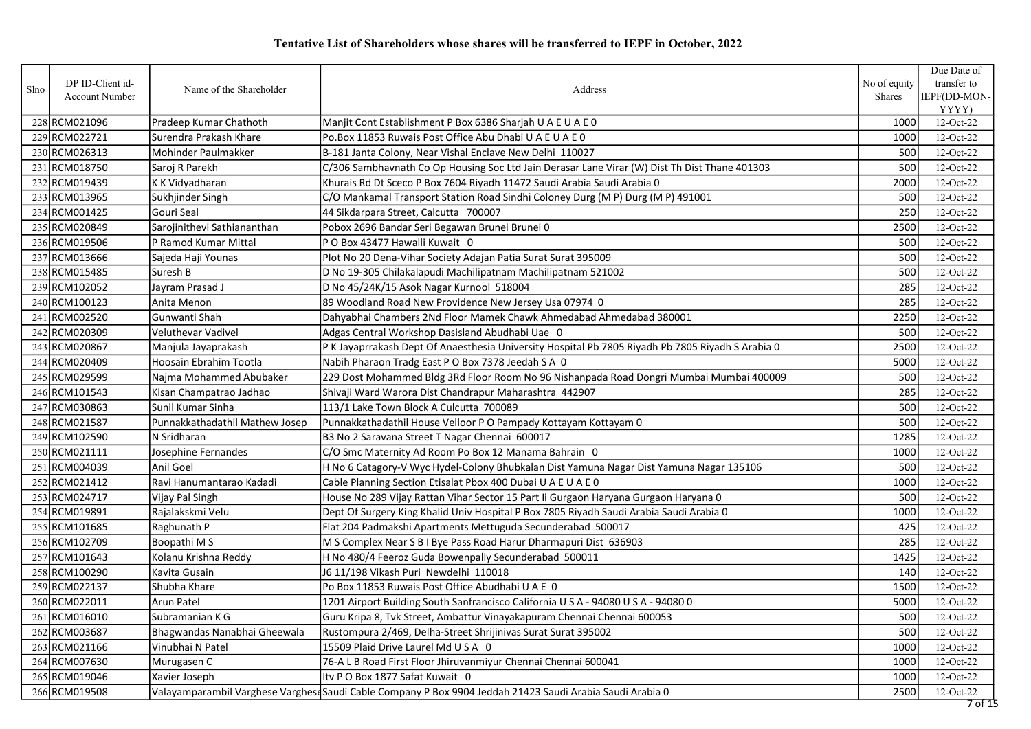# Tentative List of Shareholders whose shares will be transferred to IEPF in October, 2022

| Slno | DP ID-Client id-Account Number | Name of the Shareholder | Address | No of equity Shares | Due Date of transfer to IEPF(DD-MON-YYYY) |
|---|---|---|---|---|---|
| 228 | RCM021096 | Pradeep Kumar Chathoth | Manjit Cont Establishment P Box 6386 Sharjah U A E U A E 0 | 1000 | 12-Oct-22 |
| 229 | RCM022721 | Surendra Prakash Khare | Po.Box 11853 Ruwais Post Office Abu Dhabi U A E U A E 0 | 1000 | 12-Oct-22 |
| 230 | RCM026313 | Mohinder Paulmakker | B-181 Janta Colony, Near Vishal Enclave New Delhi 110027 | 500 | 12-Oct-22 |
| 231 | RCM018750 | Saroj R Parekh | C/306 Sambhavnath Co Op Housing Soc Ltd Jain Derasar Lane Virar (W) Dist Th Dist Thane 401303 | 500 | 12-Oct-22 |
| 232 | RCM019439 | K K Vidyadharan | Khurais Rd Dt Sceco P Box 7604 Riyadh 11472 Saudi Arabia Saudi Arabia 0 | 2000 | 12-Oct-22 |
| 233 | RCM013965 | Sukhjinder Singh | C/O Mankamal Transport Station Road Sindhi Coloney Durg (M P) Durg (M P) 491001 | 500 | 12-Oct-22 |
| 234 | RCM001425 | Gouri Seal | 44 Sikdarpara Street, Calcutta 700007 | 250 | 12-Oct-22 |
| 235 | RCM020849 | Sarojinithevi Sathiananthan | Pobox 2696 Bandar Seri Begawan Brunei Brunei 0 | 2500 | 12-Oct-22 |
| 236 | RCM019506 | P Ramod Kumar Mittal | P O Box 43477 Hawalli Kuwait 0 | 500 | 12-Oct-22 |
| 237 | RCM013666 | Sajeda Haji Younas | Plot No 20 Dena-Vihar Society Adajan Patia Surat Surat 395009 | 500 | 12-Oct-22 |
| 238 | RCM015485 | Suresh B | D No 19-305 Chilakalapudi Machilipatnam Machilipatnam 521002 | 500 | 12-Oct-22 |
| 239 | RCM102052 | Jayram Prasad J | D No 45/24K/15 Asok Nagar Kurnool 518004 | 285 | 12-Oct-22 |
| 240 | RCM100123 | Anita Menon | 89 Woodland Road New Providence New Jersey Usa 07974 0 | 285 | 12-Oct-22 |
| 241 | RCM002520 | Gunwanti Shah | Dahyabhai Chambers 2Nd Floor Mamek Chawk Ahmedabad Ahmedabad 380001 | 2250 | 12-Oct-22 |
| 242 | RCM020309 | Veluthevar Vadivel | Adgas Central Workshop Dasisland Abudhabi Uae 0 | 500 | 12-Oct-22 |
| 243 | RCM020867 | Manjula Jayaprakash | P K Jayaprrakash Dept Of Anaesthesia University Hospital Pb 7805 Riyadh Pb 7805 Riyadh S Arabia 0 | 2500 | 12-Oct-22 |
| 244 | RCM020409 | Hoosain Ebrahim Tootla | Nabih Pharaon Tradg East P O Box 7378 Jeedah S A 0 | 5000 | 12-Oct-22 |
| 245 | RCM029599 | Najma Mohammed Abubaker | 229 Dost Mohammed Bldg 3Rd Floor Room No 96 Nishanpada Road Dongri Mumbai Mumbai 400009 | 500 | 12-Oct-22 |
| 246 | RCM101543 | Kisan Champatrao Jadhao | Shivaji Ward Warora Dist Chandrapur Maharashtra 442907 | 285 | 12-Oct-22 |
| 247 | RCM030863 | Sunil Kumar Sinha | 113/1 Lake Town Block A Culcutta 700089 | 500 | 12-Oct-22 |
| 248 | RCM021587 | Punnakkathadathil Mathew Josep | Punnakkathadathil House Velloor P O Pampady Kottayam Kottayam 0 | 500 | 12-Oct-22 |
| 249 | RCM102590 | N Sridharan | B3 No 2 Saravana Street T Nagar Chennai 600017 | 1285 | 12-Oct-22 |
| 250 | RCM021111 | Josephine Fernandes | C/O Smc Maternity Ad Room Po Box 12 Manama Bahrain 0 | 1000 | 12-Oct-22 |
| 251 | RCM004039 | Anil Goel | H No 6 Catagory-V Wyc Hydel-Colony Bhubkalan Dist Yamuna Nagar Dist Yamuna Nagar 135106 | 500 | 12-Oct-22 |
| 252 | RCM021412 | Ravi Hanumantarao Kadadi | Cable Planning Section Etisalat Pbox 400 Dubai U A E U A E 0 | 1000 | 12-Oct-22 |
| 253 | RCM024717 | Vijay Pal Singh | House No 289 Vijay Rattan Vihar Sector 15 Part Ii Gurgaon Haryana Gurgaon Haryana 0 | 500 | 12-Oct-22 |
| 254 | RCM019891 | Rajalakskmi Velu | Dept Of Surgery King Khalid Univ Hospital P Box 7805 Riyadh Saudi Arabia Saudi Arabia 0 | 1000 | 12-Oct-22 |
| 255 | RCM101685 | Raghunath P | Flat 204 Padmakshi Apartments Mettuguda Secunderabad 500017 | 425 | 12-Oct-22 |
| 256 | RCM102709 | Boopathi M S | M S Complex Near S B I Bye Pass Road Harur Dharmapuri Dist 636903 | 285 | 12-Oct-22 |
| 257 | RCM101643 | Kolanu Krishna Reddy | H No 480/4 Feeroz Guda Bowenpally Secunderabad 500011 | 1425 | 12-Oct-22 |
| 258 | RCM100290 | Kavita Gusain | J6 11/198 Vikash Puri Newdelhi 110018 | 140 | 12-Oct-22 |
| 259 | RCM022137 | Shubha Khare | Po Box 11853 Ruwais Post Office Abudhabi U A E 0 | 1500 | 12-Oct-22 |
| 260 | RCM022011 | Arun Patel | 1201 Airport Building South Sanfrancisco California U S A - 94080 U S A - 94080 0 | 5000 | 12-Oct-22 |
| 261 | RCM016010 | Subramanian K G | Guru Kripa 8, Tvk Street, Ambattur Vinayakapuram Chennai Chennai 600053 | 500 | 12-Oct-22 |
| 262 | RCM003687 | Bhagwandas Nanabhai Gheewala | Rustompura 2/469, Delha-Street Shrijinivas Surat Surat 395002 | 500 | 12-Oct-22 |
| 263 | RCM021166 | Vinubhai N Patel | 15509 Plaid Drive Laurel Md U S A 0 | 1000 | 12-Oct-22 |
| 264 | RCM007630 | Murugasen C | 76-A L B Road First Floor Jhiruvanmiyur Chennai Chennai 600041 | 1000 | 12-Oct-22 |
| 265 | RCM019046 | Xavier Joseph | Itv P O Box 1877 Safat Kuwait 0 | 1000 | 12-Oct-22 |
| 266 | RCM019508 | Valayamparambil Varghese Varghese | Saudi Cable Company P Box 9904 Jeddah 21423 Saudi Arabia Saudi Arabia 0 | 2500 | 12-Oct-22 |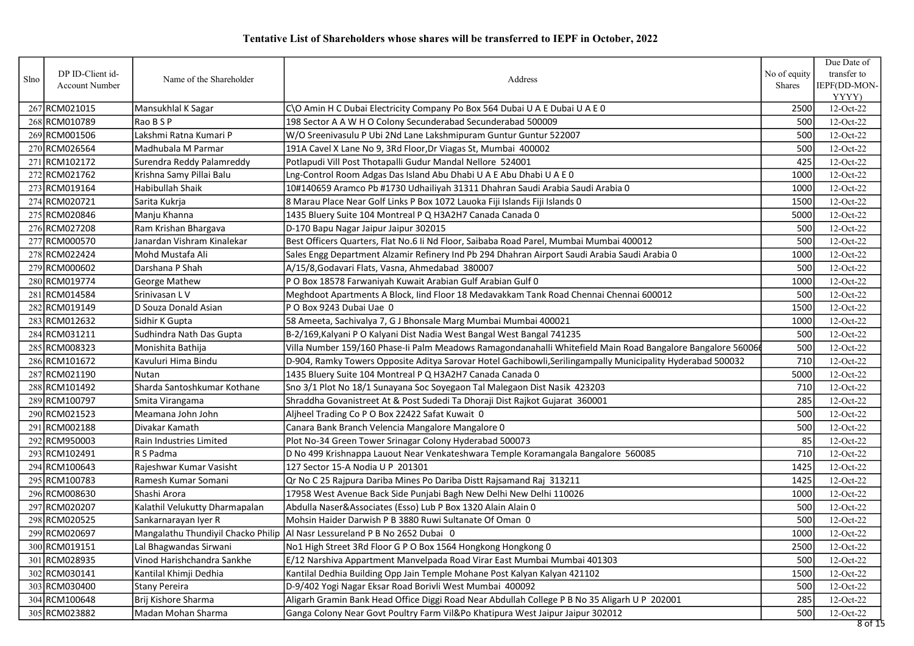# Tentative List of Shareholders whose shares will be transferred to IEPF in October, 2022

| Slno | DP ID-Client id-Account Number | Name of the Shareholder | Address | No of equity Shares | Due Date of transfer to IEPF(DD-MON-YYYY) |
|---|---|---|---|---|---|
| 267 | RCM021015 | Mansukhlal K Sagar | C\O Amin H C Dubai Electricity Company Po Box 564 Dubai U A E Dubai U A E 0 | 2500 | 12-Oct-22 |
| 268 | RCM010789 | Rao B S P | 198 Sector A A W H O Colony Secunderabad Secunderabad 500009 | 500 | 12-Oct-22 |
| 269 | RCM001506 | Lakshmi Ratna Kumari P | W/O Sreenivasulu P Ubi 2Nd Lane Lakshmipuram Guntur Guntur 522007 | 500 | 12-Oct-22 |
| 270 | RCM026564 | Madhubala M Parmar | 191A Cavel X Lane No 9, 3Rd Floor,Dr Viagas St, Mumbai 400002 | 500 | 12-Oct-22 |
| 271 | RCM102172 | Surendra Reddy Palamreddy | Potlapudi Vill Post Thotapalli Gudur Mandal Nellore 524001 | 425 | 12-Oct-22 |
| 272 | RCM021762 | Krishna Samy Pillai Balu | Lng-Control Room Adgas Das Island Abu Dhabi U A E Abu Dhabi U A E 0 | 1000 | 12-Oct-22 |
| 273 | RCM019164 | Habibullah Shaik | 10#140659 Aramco Pb #1730 Udhailiyah 31311 Dhahran Saudi Arabia Saudi Arabia 0 | 1000 | 12-Oct-22 |
| 274 | RCM020721 | Sarita Kukrja | 8 Marau Place Near Golf Links P Box 1072 Lauoka Fiji Islands Fiji Islands 0 | 1500 | 12-Oct-22 |
| 275 | RCM020846 | Manju Khanna | 1435 Bluery Suite 104 Montreal P Q H3A2H7 Canada Canada 0 | 5000 | 12-Oct-22 |
| 276 | RCM027208 | Ram Krishan Bhargava | D-170 Bapu Nagar Jaipur Jaipur 302015 | 500 | 12-Oct-22 |
| 277 | RCM000570 | Janardan Vishram Kinalekar | Best Officers Quarters, Flat No.6 Ii Nd Floor, Saibaba Road Parel, Mumbai Mumbai 400012 | 500 | 12-Oct-22 |
| 278 | RCM022424 | Mohd Mustafa Ali | Sales Engg Department Alzamir Refinery Ind Pb 294 Dhahran Airport Saudi Arabia Saudi Arabia 0 | 1000 | 12-Oct-22 |
| 279 | RCM000602 | Darshana P Shah | A/15/8,Godavari Flats, Vasna, Ahmedabad 380007 | 500 | 12-Oct-22 |
| 280 | RCM019774 | George Mathew | P O Box 18578 Farwaniyah Kuwait Arabian Gulf Arabian Gulf 0 | 1000 | 12-Oct-22 |
| 281 | RCM014584 | Srinivasan L V | Meghdoot Apartments A Block, Iind Floor 18 Medavakkam Tank Road Chennai Chennai 600012 | 500 | 12-Oct-22 |
| 282 | RCM019149 | D Souza Donald Asian | P O Box 9243 Dubai Uae 0 | 1500 | 12-Oct-22 |
| 283 | RCM012632 | Sidhir K Gupta | 58 Ameeta, Sachivalya 7, G J Bhonsale Marg Mumbai Mumbai 400021 | 1000 | 12-Oct-22 |
| 284 | RCM031211 | Sudhindra Nath Das Gupta | B-2/169,Kalyani P O Kalyani Dist Nadia West Bangal West Bangal 741235 | 500 | 12-Oct-22 |
| 285 | RCM008323 | Monishita Bathija | Villa Number 159/160 Phase-Ii Palm Meadows Ramagondanahalli Whitefield Main Road Bangalore Bangalore 560066 | 500 | 12-Oct-22 |
| 286 | RCM101672 | Kavuluri Hima Bindu | D-904, Ramky Towers Opposite Aditya Sarovar Hotel Gachibowli,Serilingampally Municipality Hyderabad 500032 | 710 | 12-Oct-22 |
| 287 | RCM021190 | Nutan | 1435 Bluery Suite 104 Montreal P Q H3A2H7 Canada Canada 0 | 5000 | 12-Oct-22 |
| 288 | RCM101492 | Sharda Santoshkumar Kothane | Sno 3/1 Plot No 18/1 Sunayana Soc Soyegaon Tal Malegaon Dist Nasik 423203 | 710 | 12-Oct-22 |
| 289 | RCM100797 | Smita Virangama | Shraddha Govanistreet At & Post Sudedi Ta Dhoraji Dist Rajkot Gujarat 360001 | 285 | 12-Oct-22 |
| 290 | RCM021523 | Meamana John John | Aljheel Trading Co P O Box 22422 Safat Kuwait 0 | 500 | 12-Oct-22 |
| 291 | RCM002188 | Divakar Kamath | Canara Bank Branch Velencia Mangalore Mangalore 0 | 500 | 12-Oct-22 |
| 292 | RCM950003 | Rain Industries Limited | Plot No-34 Green Tower Srinagar Colony Hyderabad 500073 | 85 | 12-Oct-22 |
| 293 | RCM102491 | R S Padma | D No 499 Krishnappa Lauout Near Venkateshwara Temple Koramangala Bangalore 560085 | 710 | 12-Oct-22 |
| 294 | RCM100643 | Rajeshwar Kumar Vasisht | 127 Sector 15-A Nodia U P 201301 | 1425 | 12-Oct-22 |
| 295 | RCM100783 | Ramesh Kumar Somani | Qr No C 25 Rajpura Dariba Mines Po Dariba Distt Rajsamand Raj 313211 | 1425 | 12-Oct-22 |
| 296 | RCM008630 | Shashi Arora | 17958 West Avenue Back Side Punjabi Bagh New Delhi New Delhi 110026 | 1000 | 12-Oct-22 |
| 297 | RCM020207 | Kalathil Velukutty Dharmapalan | Abdulla Naser&Associates (Esso) Lub P Box 1320 Alain Alain 0 | 500 | 12-Oct-22 |
| 298 | RCM020525 | Sankarnarayan Iyer R | Mohsin Haider Darwish P B 3880 Ruwi Sultanate Of Oman 0 | 500 | 12-Oct-22 |
| 299 | RCM020697 | Mangalathu Thundiyil Chacko Philip | Al Nasr Lessureland P B No 2652 Dubai 0 | 1000 | 12-Oct-22 |
| 300 | RCM019151 | Lal Bhagwandas Sirwani | No1 High Street 3Rd Floor G P O Box 1564 Hongkong Hongkong 0 | 2500 | 12-Oct-22 |
| 301 | RCM028935 | Vinod Harishchandra Sankhe | E/12 Narshiva Appartment Manvelpada Road Virar East Mumbai Mumbai 401303 | 500 | 12-Oct-22 |
| 302 | RCM030141 | Kantilal Khimji Dedhia | Kantilal Dedhia Building Opp Jain Temple Mohane Post Kalyan Kalyan 421102 | 1500 | 12-Oct-22 |
| 303 | RCM030400 | Stany Pereira | D-9/402 Yogi Nagar Eksar Road Borivli West Mumbai 400092 | 500 | 12-Oct-22 |
| 304 | RCM100648 | Brij Kishore Sharma | Aligarh Gramin Bank Head Office Diggi Road Near Abdullah College P B No 35 Aligarh U P 202001 | 285 | 12-Oct-22 |
| 305 | RCM023882 | Madan Mohan Sharma | Ganga Colony Near Govt Poultry Farm Vil&Po Khatipura West Jaipur Jaipur 302012 | 500 | 12-Oct-22 |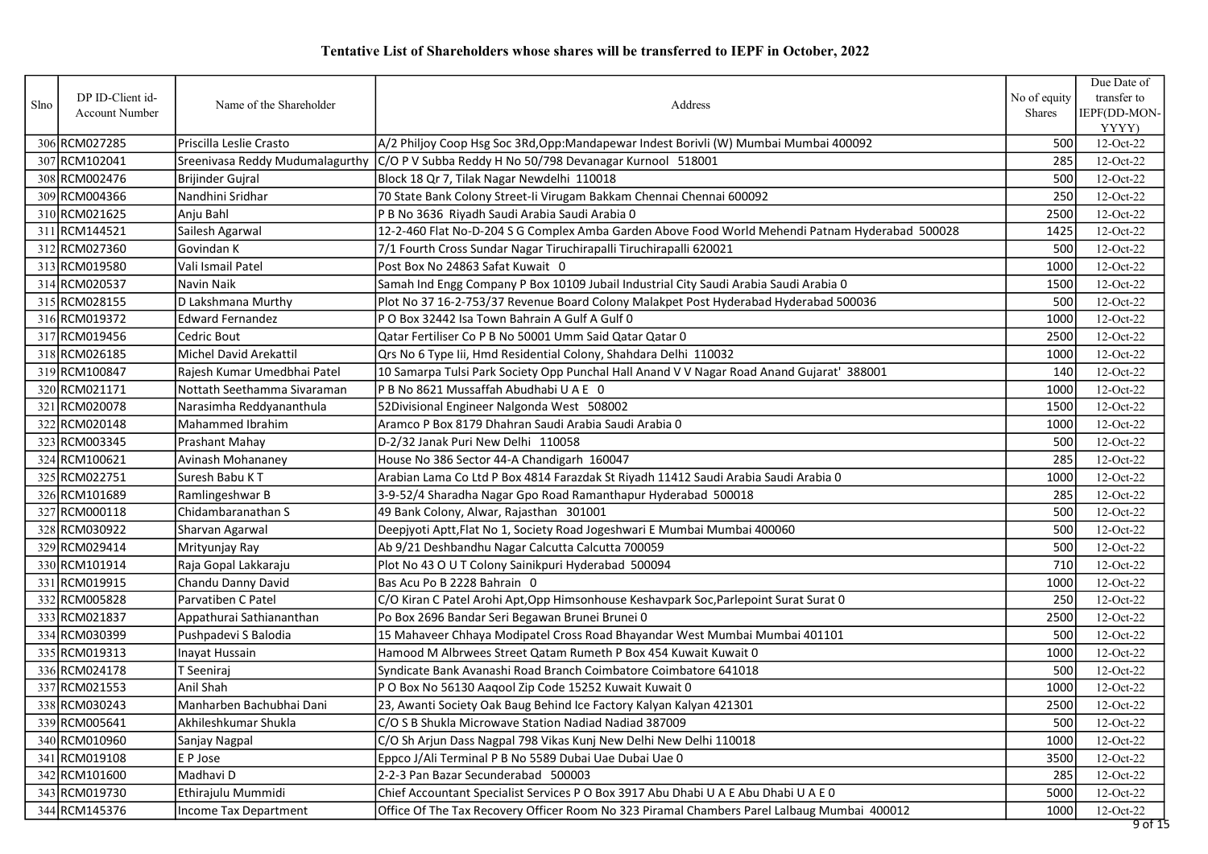# Tentative List of Shareholders whose shares will be transferred to IEPF in October, 2022

| Slno | DP ID-Client id-Account Number | Name of the Shareholder | Address | No of equity Shares | Due Date of transfer to IEPF(DD-MON-YYYY) |
|---|---|---|---|---|---|
| 306 | RCM027285 | Priscilla Leslie Crasto | A/2 Philjoy Coop Hsg Soc 3Rd,Opp:Mandapewar Indest Borivli (W) Mumbai Mumbai 400092 | 500 | 12-Oct-22 |
| 307 | RCM102041 | Sreenivasa Reddy Mudumalagurthy | C/O P V Subba Reddy H No 50/798 Devanagar Kurnool 518001 | 285 | 12-Oct-22 |
| 308 | RCM002476 | Brijinder Gujral | Block 18 Qr 7, Tilak Nagar Newdelhi 110018 | 500 | 12-Oct-22 |
| 309 | RCM004366 | Nandhini Sridhar | 70 State Bank Colony Street-Ii Virugam Bakkam Chennai Chennai 600092 | 250 | 12-Oct-22 |
| 310 | RCM021625 | Anju Bahl | P B No 3636 Riyadh Saudi Arabia Saudi Arabia 0 | 2500 | 12-Oct-22 |
| 311 | RCM144521 | Sailesh Agarwal | 12-2-460 Flat No-D-204 S G Complex Amba Garden Above Food World Mehendi Patnam Hyderabad 500028 | 1425 | 12-Oct-22 |
| 312 | RCM027360 | Govindan K | 7/1 Fourth Cross Sundar Nagar Tiruchirapalli Tiruchirapalli 620021 | 500 | 12-Oct-22 |
| 313 | RCM019580 | Vali Ismail Patel | Post Box No 24863 Safat Kuwait 0 | 1000 | 12-Oct-22 |
| 314 | RCM020537 | Navin Naik | Samah Ind Engg Company P Box 10109 Jubail Industrial City Saudi Arabia Saudi Arabia 0 | 1500 | 12-Oct-22 |
| 315 | RCM028155 | D Lakshmana Murthy | Plot No 37 16-2-753/37 Revenue Board Colony Malakpet Post Hyderabad Hyderabad 500036 | 500 | 12-Oct-22 |
| 316 | RCM019372 | Edward Fernandez | P O Box 32442 Isa Town Bahrain A Gulf A Gulf 0 | 1000 | 12-Oct-22 |
| 317 | RCM019456 | Cedric Bout | Qatar Fertiliser Co P B No 50001 Umm Said Qatar Qatar 0 | 2500 | 12-Oct-22 |
| 318 | RCM026185 | Michel David Arekattil | Qrs No 6 Type Iii, Hmd Residential Colony, Shahdara Delhi 110032 | 1000 | 12-Oct-22 |
| 319 | RCM100847 | Rajesh Kumar Umedbhai Patel | 10 Samarpa Tulsi Park Society Opp Punchal Hall Anand V V Nagar Road Anand Gujarat' 388001 | 140 | 12-Oct-22 |
| 320 | RCM021171 | Nottath Seethamma Sivaraman | P B No 8621 Mussaffah Abudhabi U A E 0 | 1000 | 12-Oct-22 |
| 321 | RCM020078 | Narasimha Reddyananthula | 52Divisional Engineer Nalgonda West 508002 | 1500 | 12-Oct-22 |
| 322 | RCM020148 | Mahammed Ibrahim | Aramco P Box 8179 Dhahran Saudi Arabia Saudi Arabia 0 | 1000 | 12-Oct-22 |
| 323 | RCM003345 | Prashant Mahay | D-2/32 Janak Puri New Delhi 110058 | 500 | 12-Oct-22 |
| 324 | RCM100621 | Avinash Mohananey | House No 386 Sector 44-A Chandigarh 160047 | 285 | 12-Oct-22 |
| 325 | RCM022751 | Suresh Babu K T | Arabian Lama Co Ltd P Box 4814 Farazdak St Riyadh 11412 Saudi Arabia Saudi Arabia 0 | 1000 | 12-Oct-22 |
| 326 | RCM101689 | Ramlingeshwar B | 3-9-52/4 Sharadha Nagar Gpo Road Ramanthapur Hyderabad 500018 | 285 | 12-Oct-22 |
| 327 | RCM000118 | Chidambaranathan S | 49 Bank Colony, Alwar, Rajasthan 301001 | 500 | 12-Oct-22 |
| 328 | RCM030922 | Sharvan Agarwal | Deepjyoti Aptt,Flat No 1, Society Road Jogeshwari E Mumbai Mumbai 400060 | 500 | 12-Oct-22 |
| 329 | RCM029414 | Mrityunjay Ray | Ab 9/21 Deshbandhu Nagar Calcutta Calcutta 700059 | 500 | 12-Oct-22 |
| 330 | RCM101914 | Raja Gopal Lakkaraju | Plot No 43 O U T Colony Sainikpuri Hyderabad 500094 | 710 | 12-Oct-22 |
| 331 | RCM019915 | Chandu Danny David | Bas Acu Po B 2228 Bahrain 0 | 1000 | 12-Oct-22 |
| 332 | RCM005828 | Parvatiben C Patel | C/O Kiran C Patel Arohi Apt,Opp Himsonhouse Keshavpark Soc,Parlepoint Surat Surat 0 | 250 | 12-Oct-22 |
| 333 | RCM021837 | Appathurai Sathiananthan | Po Box 2696 Bandar Seri Begawan Brunei Brunei 0 | 2500 | 12-Oct-22 |
| 334 | RCM030399 | Pushpadevi S Balodia | 15 Mahaveer Chhaya Modipatel Cross Road Bhayandar West Mumbai Mumbai 401101 | 500 | 12-Oct-22 |
| 335 | RCM019313 | Inayat Hussain | Hamood M Albrwees Street Qatam Rumeth P Box 454 Kuwait Kuwait 0 | 1000 | 12-Oct-22 |
| 336 | RCM024178 | T Seeniraj | Syndicate Bank Avanashi Road Branch Coimbatore Coimbatore 641018 | 500 | 12-Oct-22 |
| 337 | RCM021553 | Anil Shah | P O Box No 56130 Aaqool Zip Code 15252 Kuwait Kuwait 0 | 1000 | 12-Oct-22 |
| 338 | RCM030243 | Manharben Bachubhai Dani | 23, Awanti Society Oak Baug Behind Ice Factory Kalyan Kalyan 421301 | 2500 | 12-Oct-22 |
| 339 | RCM005641 | Akhileshkumar Shukla | C/O S B Shukla Microwave Station Nadiad Nadiad 387009 | 500 | 12-Oct-22 |
| 340 | RCM010960 | Sanjay Nagpal | C/O Sh Arjun Dass Nagpal 798 Vikas Kunj New Delhi New Delhi 110018 | 1000 | 12-Oct-22 |
| 341 | RCM019108 | E P Jose | Eppco J/Ali Terminal P B No 5589 Dubai Uae Dubai Uae 0 | 3500 | 12-Oct-22 |
| 342 | RCM101600 | Madhavi D | 2-2-3 Pan Bazar Secunderabad 500003 | 285 | 12-Oct-22 |
| 343 | RCM019730 | Ethirajulu Mummidi | Chief Accountant Specialist Services P O Box 3917 Abu Dhabi U A E Abu Dhabi U A E 0 | 5000 | 12-Oct-22 |
| 344 | RCM145376 | Income Tax Department | Office Of The Tax Recovery Officer Room No 323 Piramal Chambers Parel Lalbaug Mumbai 400012 | 1000 | 12-Oct-22 |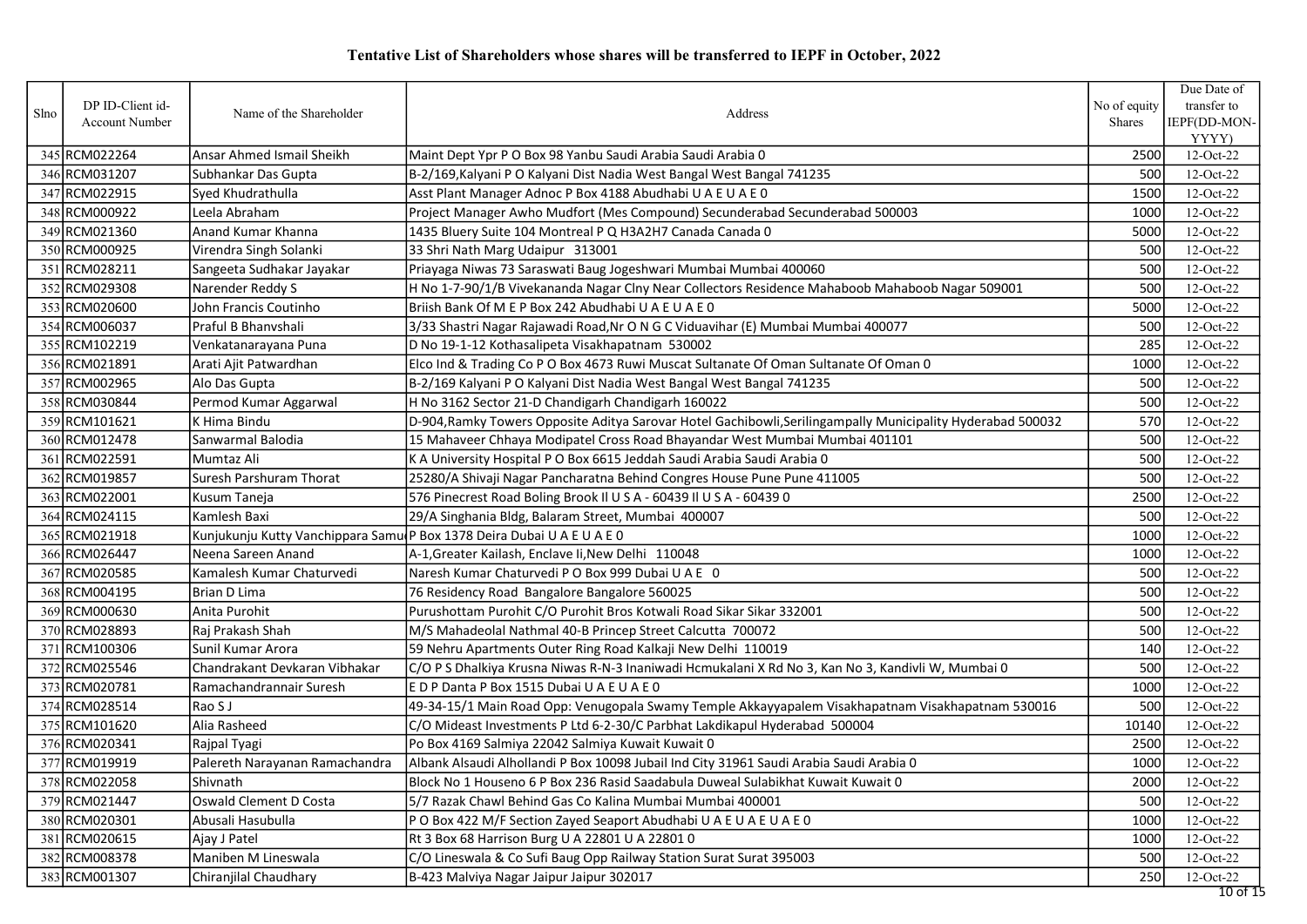# Tentative List of Shareholders whose shares will be transferred to IEPF in October, 2022

| Slno | DP ID-Client id-Account Number | Name of the Shareholder | Address | No of equity Shares | Due Date of transfer to IEPF(DD-MON-YYYY) |
|---|---|---|---|---|---|
| 345 | RCM022264 | Ansar Ahmed Ismail Sheikh | Maint Dept Ypr P O Box 98 Yanbu Saudi Arabia Saudi Arabia 0 | 2500 | 12-Oct-22 |
| 346 | RCM031207 | Subhankar Das Gupta | B-2/169,Kalyani P O Kalyani Dist Nadia West Bangal West Bangal 741235 | 500 | 12-Oct-22 |
| 347 | RCM022915 | Syed Khudrathulla | Asst Plant Manager Adnoc P Box 4188 Abudhabi U A E U A E 0 | 1500 | 12-Oct-22 |
| 348 | RCM000922 | Leela Abraham | Project Manager Awho Mudfort (Mes Compound) Secunderabad Secunderabad 500003 | 1000 | 12-Oct-22 |
| 349 | RCM021360 | Anand Kumar Khanna | 1435 Bluery Suite 104 Montreal P Q H3A2H7 Canada Canada 0 | 5000 | 12-Oct-22 |
| 350 | RCM000925 | Virendra Singh Solanki | 33 Shri Nath Marg Udaipur 313001 | 500 | 12-Oct-22 |
| 351 | RCM028211 | Sangeeta Sudhakar Jayakar | Priayaga Niwas 73 Saraswati Baug Jogeshwari Mumbai Mumbai 400060 | 500 | 12-Oct-22 |
| 352 | RCM029308 | Narender Reddy S | H No 1-7-90/1/B Vivekananda Nagar Clny Near Collectors Residence Mahaboob Mahaboob Nagar 509001 | 500 | 12-Oct-22 |
| 353 | RCM020600 | John Francis Coutinho | Briish Bank Of M E P Box 242 Abudhabi U A E U A E 0 | 5000 | 12-Oct-22 |
| 354 | RCM006037 | Praful B Bhanvshali | 3/33 Shastri Nagar Rajawadi Road,Nr O N G C Viduavihar (E) Mumbai Mumbai 400077 | 500 | 12-Oct-22 |
| 355 | RCM102219 | Venkatanarayana Puna | D No 19-1-12 Kothasalipeta Visakhapatnam 530002 | 285 | 12-Oct-22 |
| 356 | RCM021891 | Arati Ajit Patwardhan | Elco Ind & Trading Co P O Box 4673 Ruwi Muscat Sultanate Of Oman Sultanate Of Oman 0 | 1000 | 12-Oct-22 |
| 357 | RCM002965 | Alo Das Gupta | B-2/169 Kalyani P O Kalyani Dist Nadia West Bangal West Bangal 741235 | 500 | 12-Oct-22 |
| 358 | RCM030844 | Permod Kumar Aggarwal | H No 3162 Sector 21-D Chandigarh Chandigarh 160022 | 500 | 12-Oct-22 |
| 359 | RCM101621 | K Hima Bindu | D-904,Ramky Towers Opposite Aditya Sarovar Hotel Gachibowli,Serilingampally Municipality Hyderabad 500032 | 570 | 12-Oct-22 |
| 360 | RCM012478 | Sanwarmal Balodia | 15 Mahaveer Chhaya Modipatel Cross Road Bhayandar West Mumbai Mumbai 401101 | 500 | 12-Oct-22 |
| 361 | RCM022591 | Mumtaz Ali | K A University Hospital P O Box 6615 Jeddah Saudi Arabia Saudi Arabia 0 | 500 | 12-Oct-22 |
| 362 | RCM019857 | Suresh Parshuram Thorat | 25280/A Shivaji Nagar Pancharatna Behind Congres House Pune Pune 411005 | 500 | 12-Oct-22 |
| 363 | RCM022001 | Kusum Taneja | 576 Pinecrest Road Boling Brook Il U S A - 60439 Il U S A - 60439 0 | 2500 | 12-Oct-22 |
| 364 | RCM024115 | Kamlesh Baxi | 29/A Singhania Bldg, Balaram Street, Mumbai 400007 | 500 | 12-Oct-22 |
| 365 | RCM021918 | Kunjukunju Kutty Vanchippara Samu | P Box 1378 Deira Dubai U A E U A E 0 | 1000 | 12-Oct-22 |
| 366 | RCM026447 | Neena Sareen Anand | A-1,Greater Kailash, Enclave Ii,New Delhi 110048 | 1000 | 12-Oct-22 |
| 367 | RCM020585 | Kamalesh Kumar Chaturvedi | Naresh Kumar Chaturvedi P O Box 999 Dubai U A E 0 | 500 | 12-Oct-22 |
| 368 | RCM004195 | Brian D Lima | 76 Residency Road Bangalore Bangalore 560025 | 500 | 12-Oct-22 |
| 369 | RCM000630 | Anita Purohit | Purushottam Purohit C/O Purohit Bros Kotwali Road Sikar Sikar 332001 | 500 | 12-Oct-22 |
| 370 | RCM028893 | Raj Prakash Shah | M/S Mahadeolal Nathmal 40-B Princep Street Calcutta 700072 | 500 | 12-Oct-22 |
| 371 | RCM100306 | Sunil Kumar Arora | 59 Nehru Apartments Outer Ring Road Kalkaji New Delhi 110019 | 140 | 12-Oct-22 |
| 372 | RCM025546 | Chandrakant Devkaran Vibhakar | C/O P S Dhalkiya Krusna Niwas R-N-3 Inaniwadi Hcmukalani X Rd No 3, Kan No 3, Kandivli W, Mumbai 0 | 500 | 12-Oct-22 |
| 373 | RCM020781 | Ramachandrannair Suresh | E D P Danta P Box 1515 Dubai U A E U A E 0 | 1000 | 12-Oct-22 |
| 374 | RCM028514 | Rao S J | 49-34-15/1 Main Road Opp: Venugopala Swamy Temple Akkayyapalem Visakhapatnam Visakhapatnam 530016 | 500 | 12-Oct-22 |
| 375 | RCM101620 | Alia Rasheed | C/O Mideast Investments P Ltd 6-2-30/C Parbhat Lakdikapul Hyderabad 500004 | 10140 | 12-Oct-22 |
| 376 | RCM020341 | Rajpal Tyagi | Po Box 4169 Salmiya 22042 Salmiya Kuwait Kuwait 0 | 2500 | 12-Oct-22 |
| 377 | RCM019919 | Palereth Narayanan Ramachandra | Albank Alsaudi Alhollandi P Box 10098 Jubail Ind City 31961 Saudi Arabia Saudi Arabia 0 | 1000 | 12-Oct-22 |
| 378 | RCM022058 | Shivnath | Block No 1 Houseno 6 P Box 236 Rasid Saadabula Duweal Sulabikhat Kuwait Kuwait 0 | 2000 | 12-Oct-22 |
| 379 | RCM021447 | Oswald Clement D Costa | 5/7 Razak Chawl Behind Gas Co Kalina Mumbai Mumbai 400001 | 500 | 12-Oct-22 |
| 380 | RCM020301 | Abusali Hasubulla | P O Box 422 M/F Section Zayed Seaport Abudhabi U A E U A E U A E 0 | 1000 | 12-Oct-22 |
| 381 | RCM020615 | Ajay J Patel | Rt 3 Box 68 Harrison Burg U A 22801 U A 22801 0 | 1000 | 12-Oct-22 |
| 382 | RCM008378 | Maniben M Lineswala | C/O Lineswala & Co Sufi Baug Opp Railway Station Surat Surat 395003 | 500 | 12-Oct-22 |
| 383 | RCM001307 | Chiranjilal Chaudhary | B-423 Malviya Nagar Jaipur Jaipur 302017 | 250 | 12-Oct-22 |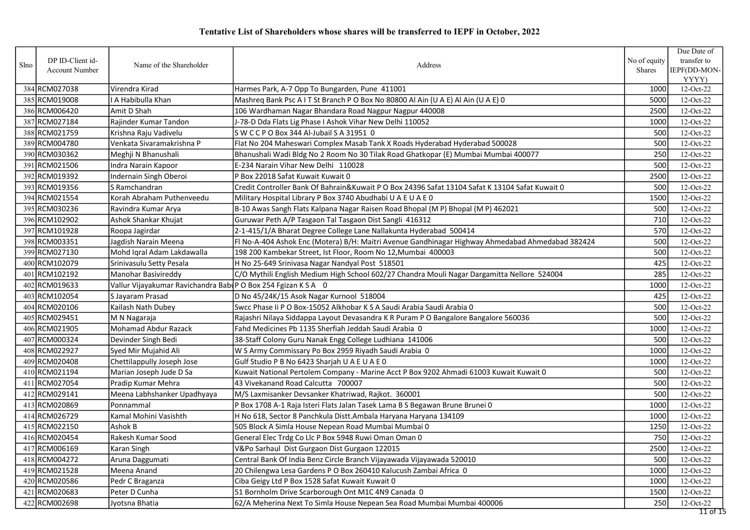# Tentative List of Shareholders whose shares will be transferred to IEPF in October, 2022

| Slno | DP ID-Client id-Account Number | Name of the Shareholder | Address | No of equity Shares | Due Date of transfer to IEPF(DD-MON-YYYY) |
|---|---|---|---|---|---|
| 384 | RCM027038 | Virendra Kirad | Harmes Park, A-7 Opp To Bungarden, Pune 411001 | 1000 | 12-Oct-22 |
| 385 | RCM019008 | I A Habibulla Khan | Mashreq Bank Psc A I T St Branch P O Box No 80800 Al Ain (U A E) Al Ain (U A E) 0 | 5000 | 12-Oct-22 |
| 386 | RCM006420 | Amit D Shah | 106 Wardhaman Nagar Bhandara Road Nagpur Nagpur 440008 | 2500 | 12-Oct-22 |
| 387 | RCM027184 | Rajinder Kumar Tandon | J-78-D Dda Flats Lig Phase I Ashok Vihar New Delhi 110052 | 1000 | 12-Oct-22 |
| 388 | RCM021759 | Krishna Raju Vadivelu | S W C C P O Box 344 Al-Jubail S A 31951 0 | 500 | 12-Oct-22 |
| 389 | RCM004780 | Venkata Sivaramakrishna P | Flat No 204 Maheswari Complex Masab Tank X Roads Hyderabad Hyderabad 500028 | 500 | 12-Oct-22 |
| 390 | RCM030362 | Meghji N Bhanushali | Bhanushali Wadi Bldg No 2 Room No 30 Tilak Road Ghatkopar (E) Mumbai Mumbai 400077 | 250 | 12-Oct-22 |
| 391 | RCM021506 | Indra Narain Kapoor | E-234 Narain Vihar New Delhi 110028 | 500 | 12-Oct-22 |
| 392 | RCM019392 | Indernain Singh Oberoi | P Box 22018 Safat Kuwait Kuwait 0 | 2500 | 12-Oct-22 |
| 393 | RCM019356 | S Ramchandran | Credit Controller Bank Of Bahrain&Kuwait P O Box 24396 Safat 13104 Safat K 13104 Safat Kuwait 0 | 500 | 12-Oct-22 |
| 394 | RCM021554 | Korah Abraham Puthenveedu | Military Hospital Library P Box 3740 Abudhabi U A E U A E 0 | 1500 | 12-Oct-22 |
| 395 | RCM030236 | Ravindra Kumar Arya | B-10 Awas Sangh Flats Kalpana Nagar Raisen Road Bhopal (M P) Bhopal (M P) 462021 | 500 | 12-Oct-22 |
| 396 | RCM102902 | Ashok Shankar Khujat | Guruwar Peth A/P Tasgaon Tal Tasgaon Dist Sangli 416312 | 710 | 12-Oct-22 |
| 397 | RCM101928 | Roopa Jagirdar | 2-1-415/1/A Bharat Degree College Lane Nallakunta Hyderabad 500414 | 570 | 12-Oct-22 |
| 398 | RCM003351 | Jagdish Narain Meena | Fl No-A-404 Ashok Enc (Motera) B/H: Maitri Avenue Gandhinagar Highway Ahmedabad Ahmedabad 382424 | 500 | 12-Oct-22 |
| 399 | RCM027130 | Mohd Iqral Adam Lakdawalla | 198 200 Kambekar Street, Ist Floor, Room No 12,Mumbai 400003 | 500 | 12-Oct-22 |
| 400 | RCM102079 | Srinivasulu Setty Pesala | H No 25-649 Srinivasa Nagar Nandyal Post 518501 | 425 | 12-Oct-22 |
| 401 | RCM102192 | Manohar Basivireddy | C/O Mythili English Medium High School 602/27 Chandra Mouli Nagar Dargamitta Nellore 524004 | 285 | 12-Oct-22 |
| 402 | RCM019633 | Vallur Vijayakumar Ravichandra Babu | P O Box 254 Fgizan K S A 0 | 1000 | 12-Oct-22 |
| 403 | RCM102054 | S Jayaram Prasad | D No 45/24K/15 Asok Nagar Kurnool 518004 | 425 | 12-Oct-22 |
| 404 | RCM020106 | Kailash Nath Dubey | Swcc Phase Ii P O Box-15052 Alkhobar K S A Saudi Arabia Saudi Arabia 0 | 500 | 12-Oct-22 |
| 405 | RCM029451 | M N Nagaraja | Rajashri Nilaya Siddappa Layout Devasandra K R Puram P O Bangalore Bangalore 560036 | 500 | 12-Oct-22 |
| 406 | RCM021905 | Mohamad Abdur Razack | Fahd Medicines Pb 1135 Sherfiah Jeddah Saudi Arabia 0 | 1000 | 12-Oct-22 |
| 407 | RCM000324 | Devinder Singh Bedi | 38-Staff Colony Guru Nanak Engg College Ludhiana 141006 | 500 | 12-Oct-22 |
| 408 | RCM022927 | Syed Mir Mujahid Ali | W S Army Commissary Po Box 2959 Riyadh Saudi Arabia 0 | 1000 | 12-Oct-22 |
| 409 | RCM020408 | Chettilappully Joseph Jose | Gulf Studio P B No 6423 Sharjah U A E U A E 0 | 1000 | 12-Oct-22 |
| 410 | RCM021194 | Marian Joseph Jude D Sa | Kuwait National Pertolem Company - Marine Acct P Box 9202 Ahmadi 61003 Kuwait Kuwait 0 | 500 | 12-Oct-22 |
| 411 | RCM027054 | Pradip Kumar Mehra | 43 Vivekanand Road Calcutta 700007 | 500 | 12-Oct-22 |
| 412 | RCM029141 | Meena Labhshanker Upadhyaya | M/S Laxmisanker Devsanker Khatriwad, Rajkot. 360001 | 500 | 12-Oct-22 |
| 413 | RCM020869 | Ponnammal | P Box 1708 A-1 Raja Isteri Flats Jalan Tasek Lama B S Begawan Brune Brunei 0 | 1000 | 12-Oct-22 |
| 414 | RCM026729 | Kamal Mohini Vasishth | H No 618, Sector 8 Panchkula Distt.Ambala Haryana Haryana 134109 | 1000 | 12-Oct-22 |
| 415 | RCM022150 | Ashok B | 505 Block A Simla House Nepean Road Mumbai Mumbai 0 | 1250 | 12-Oct-22 |
| 416 | RCM020454 | Rakesh Kumar Sood | General Elec Trdg Co Llc P Box 5948 Ruwi Oman Oman 0 | 750 | 12-Oct-22 |
| 417 | RCM006169 | Karan Singh | V&Po Sarhaul Dist Gurgaon Dist Gurgaon 122015 | 2500 | 12-Oct-22 |
| 418 | RCM004272 | Aruna Daggumati | Central Bank Of India Benz Circle Branch Vijayawada Vijayawada 520010 | 500 | 12-Oct-22 |
| 419 | RCM021528 | Meena Anand | 20 Chilengwa Lesa Gardens P O Box 260410 Kalucush Zambai Africa 0 | 1000 | 12-Oct-22 |
| 420 | RCM020586 | Pedr C Braganza | Ciba Geigy Ltd P Box 1528 Safat Kuwait Kuwait 0 | 1000 | 12-Oct-22 |
| 421 | RCM020683 | Peter D Cunha | 51 Bornholm Drive Scarborough Ont M1C 4N9 Canada 0 | 1500 | 12-Oct-22 |
| 422 | RCM002698 | Jyotsna Bhatia | 62/A Meherina Next To Simla House Nepean Sea Road Mumbai Mumbai 400006 | 250 | 12-Oct-22 |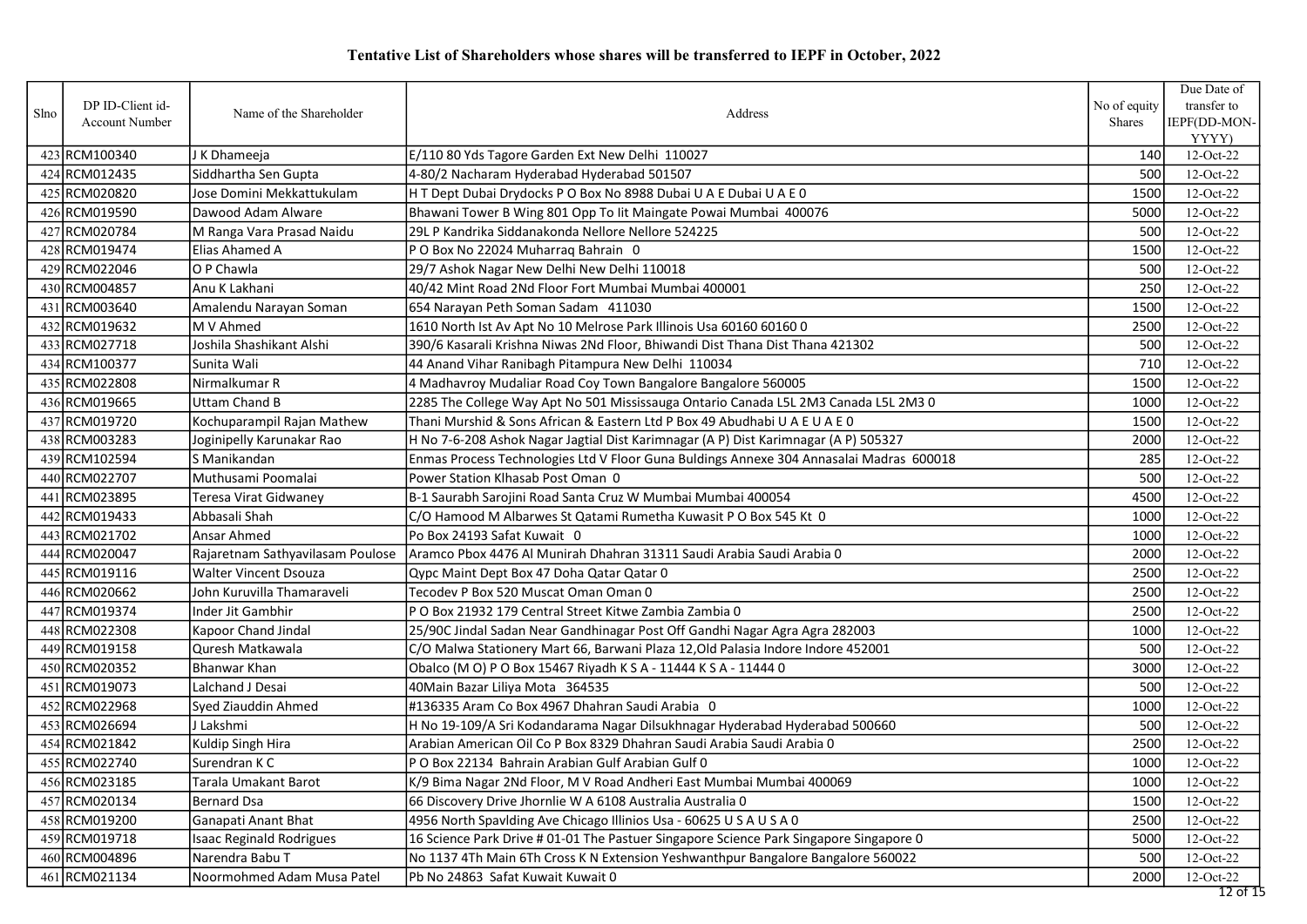# Tentative List of Shareholders whose shares will be transferred to IEPF in October, 2022

| Slno | DP ID-Client id-Account Number | Name of the Shareholder | Address | No of equity Shares | Due Date of transfer to IEPF(DD-MON-YYYY) |
|---|---|---|---|---|---|
| 423 | RCM100340 | J K Dhameeja | E/110 80 Yds Tagore Garden Ext New Delhi 110027 | 140 | 12-Oct-22 |
| 424 | RCM012435 | Siddhartha Sen Gupta | 4-80/2 Nacharam Hyderabad Hyderabad 501507 | 500 | 12-Oct-22 |
| 425 | RCM020820 | Jose Domini Mekkattukulam | H T Dept Dubai Drydocks P O Box No 8988 Dubai U A E Dubai U A E 0 | 1500 | 12-Oct-22 |
| 426 | RCM019590 | Dawood Adam Alware | Bhawani Tower B Wing 801 Opp To Iit Maingate Powai Mumbai 400076 | 5000 | 12-Oct-22 |
| 427 | RCM020784 | M Ranga Vara Prasad Naidu | 29L P Kandrika Siddanakonda Nellore Nellore 524225 | 500 | 12-Oct-22 |
| 428 | RCM019474 | Elias Ahamed A | P O Box No 22024 Muharraq Bahrain 0 | 1500 | 12-Oct-22 |
| 429 | RCM022046 | O P Chawla | 29/7 Ashok Nagar New Delhi New Delhi 110018 | 500 | 12-Oct-22 |
| 430 | RCM004857 | Anu K Lakhani | 40/42 Mint Road 2Nd Floor Fort Mumbai Mumbai 400001 | 250 | 12-Oct-22 |
| 431 | RCM003640 | Amalendu Narayan Soman | 654 Narayan Peth Soman Sadam 411030 | 1500 | 12-Oct-22 |
| 432 | RCM019632 | M V Ahmed | 1610 North Ist Av Apt No 10 Melrose Park Illinois Usa 60160 60160 0 | 2500 | 12-Oct-22 |
| 433 | RCM027718 | Joshila Shashikant Alshi | 390/6 Kasarali Krishna Niwas 2Nd Floor, Bhiwandi Dist Thana Dist Thana 421302 | 500 | 12-Oct-22 |
| 434 | RCM100377 | Sunita Wali | 44 Anand Vihar Ranibagh Pitampura New Delhi 110034 | 710 | 12-Oct-22 |
| 435 | RCM022808 | Nirmalkumar R | 4 Madhavroy Mudaliar Road Coy Town Bangalore Bangalore 560005 | 1500 | 12-Oct-22 |
| 436 | RCM019665 | Uttam Chand B | 2285 The College Way Apt No 501 Mississauga Ontario Canada L5L 2M3 Canada L5L 2M3 0 | 1000 | 12-Oct-22 |
| 437 | RCM019720 | Kochuparampil Rajan Mathew | Thani Murshid & Sons African & Eastern Ltd P Box 49 Abudhabi U A E U A E 0 | 1500 | 12-Oct-22 |
| 438 | RCM003283 | Joginipelly Karunakar Rao | H No 7-6-208 Ashok Nagar Jagtial Dist Karimnagar (A P) Dist Karimnagar (A P) 505327 | 2000 | 12-Oct-22 |
| 439 | RCM102594 | S Manikandan | Enmas Process Technologies Ltd V Floor Guna Buldings Annexe 304 Annasalai Madras 600018 | 285 | 12-Oct-22 |
| 440 | RCM022707 | Muthusami Poomalai | Power Station Klhasab Post Oman 0 | 500 | 12-Oct-22 |
| 441 | RCM023895 | Teresa Virat Gidwaney | B-1 Saurabh Sarojini Road Santa Cruz W Mumbai Mumbai 400054 | 4500 | 12-Oct-22 |
| 442 | RCM019433 | Abbasali Shah | C/O Hamood M Albarwes St Qatami Rumetha Kuwasit P O Box 545 Kt 0 | 1000 | 12-Oct-22 |
| 443 | RCM021702 | Ansar Ahmed | Po Box 24193 Safat Kuwait 0 | 1000 | 12-Oct-22 |
| 444 | RCM020047 | Rajaretnam Sathyavilasam Poulose | Aramco Pbox 4476 Al Munirah Dhahran 31311 Saudi Arabia Saudi Arabia 0 | 2000 | 12-Oct-22 |
| 445 | RCM019116 | Walter Vincent Dsouza | Qypc Maint Dept Box 47 Doha Qatar Qatar 0 | 2500 | 12-Oct-22 |
| 446 | RCM020662 | John Kuruvilla Thamaraveli | Tecodev P Box 520 Muscat Oman Oman 0 | 2500 | 12-Oct-22 |
| 447 | RCM019374 | Inder Jit Gambhir | P O Box 21932 179 Central Street Kitwe Zambia Zambia 0 | 2500 | 12-Oct-22 |
| 448 | RCM022308 | Kapoor Chand Jindal | 25/90C Jindal Sadan Near Gandhinagar Post Off Gandhi Nagar Agra Agra 282003 | 1000 | 12-Oct-22 |
| 449 | RCM019158 | Quresh Matkawala | C/O Malwa Stationery Mart 66, Barwani Plaza 12,Old Palasia Indore Indore 452001 | 500 | 12-Oct-22 |
| 450 | RCM020352 | Bhanwar Khan | Obalco (M O) P O Box 15467 Riyadh K S A - 11444 K S A - 11444 0 | 3000 | 12-Oct-22 |
| 451 | RCM019073 | Lalchand J Desai | 40Main Bazar Liliya Mota 364535 | 500 | 12-Oct-22 |
| 452 | RCM022968 | Syed Ziauddin Ahmed | #136335 Aram Co Box 4967 Dhahran Saudi Arabia 0 | 1000 | 12-Oct-22 |
| 453 | RCM026694 | J Lakshmi | H No 19-109/A Sri Kodandarama Nagar Dilsukhnagar Hyderabad Hyderabad 500660 | 500 | 12-Oct-22 |
| 454 | RCM021842 | Kuldip Singh Hira | Arabian American Oil Co P Box 8329 Dhahran Saudi Arabia Saudi Arabia 0 | 2500 | 12-Oct-22 |
| 455 | RCM022740 | Surendran K C | P O Box 22134 Bahrain Arabian Gulf Arabian Gulf 0 | 1000 | 12-Oct-22 |
| 456 | RCM023185 | Tarala Umakant Barot | K/9 Bima Nagar 2Nd Floor, M V Road Andheri East Mumbai Mumbai 400069 | 1000 | 12-Oct-22 |
| 457 | RCM020134 | Bernard Dsa | 66 Discovery Drive Jhornlie W A 6108 Australia Australia 0 | 1500 | 12-Oct-22 |
| 458 | RCM019200 | Ganapati Anant Bhat | 4956 North Spavlding Ave Chicago Illinios Usa - 60625 U S A U S A 0 | 2500 | 12-Oct-22 |
| 459 | RCM019718 | Isaac Reginald Rodrigues | 16 Science Park Drive # 01-01 The Pastuer Singapore Science Park Singapore Singapore 0 | 5000 | 12-Oct-22 |
| 460 | RCM004896 | Narendra Babu T | No 1137 4Th Main 6Th Cross K N Extension Yeshwanthpur Bangalore Bangalore 560022 | 500 | 12-Oct-22 |
| 461 | RCM021134 | Noormohmed Adam Musa Patel | Pb No 24863 Safat Kuwait Kuwait 0 | 2000 | 12-Oct-22 |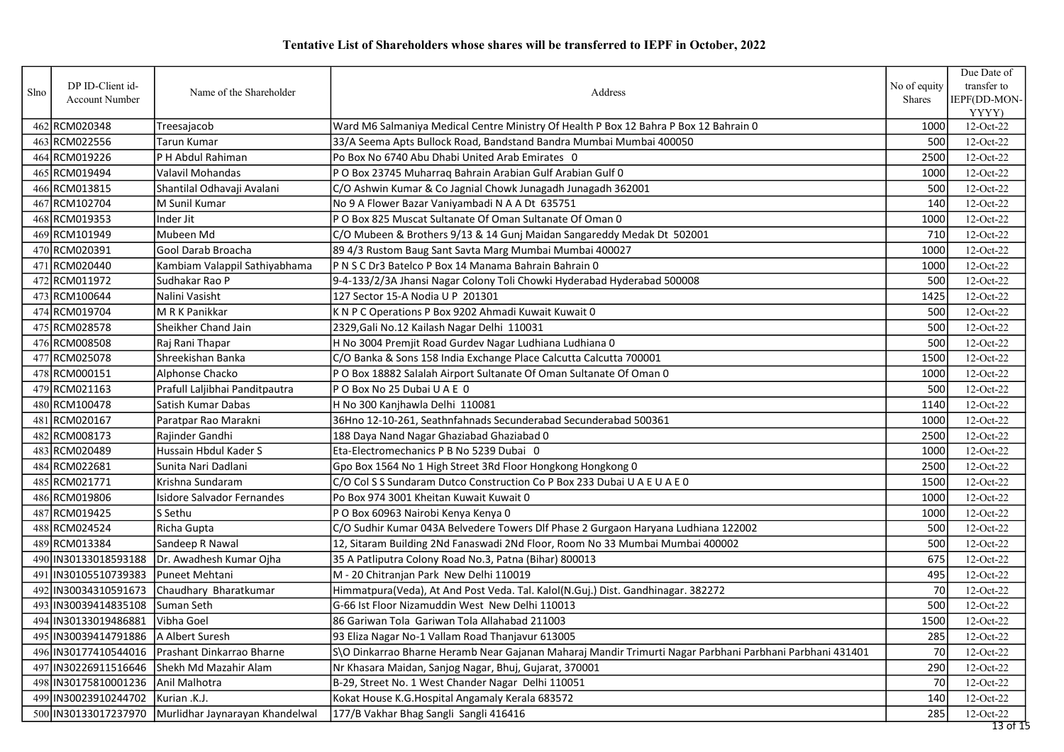# Tentative List of Shareholders whose shares will be transferred to IEPF in October, 2022

| Slno | DP ID-Client id-Account Number | Name of the Shareholder | Address | No of equity Shares | Due Date of transfer to IEPF(DD-MON-YYYY) |
|---|---|---|---|---|---|
| 462 | RCM020348 | Treesajacob | Ward M6 Salmaniya Medical Centre Ministry Of Health P Box 12 Bahra P Box 12 Bahrain 0 | 1000 | 12-Oct-22 |
| 463 | RCM022556 | Tarun Kumar | 33/A Seema Apts Bullock Road, Bandstand Bandra Mumbai Mumbai 400050 | 500 | 12-Oct-22 |
| 464 | RCM019226 | P H Abdul Rahiman | Po Box No 6740 Abu Dhabi United Arab Emirates 0 | 2500 | 12-Oct-22 |
| 465 | RCM019494 | Valavil Mohandas | P O Box 23745 Muharraq Bahrain Arabian Gulf Arabian Gulf 0 | 1000 | 12-Oct-22 |
| 466 | RCM013815 | Shantilal Odhavaji Avalani | C/O Ashwin Kumar & Co Jagnial Chowk Junagadh Junagadh 362001 | 500 | 12-Oct-22 |
| 467 | RCM102704 | M Sunil Kumar | No 9 A Flower Bazar Vaniyambadi N A A Dt 635751 | 140 | 12-Oct-22 |
| 468 | RCM019353 | Inder Jit | P O Box 825 Muscat Sultanate Of Oman Sultanate Of Oman 0 | 1000 | 12-Oct-22 |
| 469 | RCM101949 | Mubeen Md | C/O Mubeen & Brothers 9/13 & 14 Gunj Maidan Sangareddy Medak Dt 502001 | 710 | 12-Oct-22 |
| 470 | RCM020391 | Gool Darab Broacha | 89 4/3 Rustom Baug Sant Savta Marg Mumbai Mumbai 400027 | 1000 | 12-Oct-22 |
| 471 | RCM020440 | Kambiam Valappil Sathiyabhama | P N S C Dr3 Batelco P Box 14 Manama Bahrain Bahrain 0 | 1000 | 12-Oct-22 |
| 472 | RCM011972 | Sudhakar Rao P | 9-4-133/2/3A Jhansi Nagar Colony Toli Chowki Hyderabad Hyderabad 500008 | 500 | 12-Oct-22 |
| 473 | RCM100644 | Nalini Vasisht | 127 Sector 15-A Nodia U P 201301 | 1425 | 12-Oct-22 |
| 474 | RCM019704 | M R K Panikkar | K N P C Operations P Box 9202 Ahmadi Kuwait Kuwait 0 | 500 | 12-Oct-22 |
| 475 | RCM028578 | Sheikher Chand Jain | 2329,Gali No.12 Kailash Nagar Delhi 110031 | 500 | 12-Oct-22 |
| 476 | RCM008508 | Raj Rani Thapar | H No 3004 Premjit Road Gurdev Nagar Ludhiana Ludhiana 0 | 500 | 12-Oct-22 |
| 477 | RCM025078 | Shreekishan Banka | C/O Banka & Sons 158 India Exchange Place Calcutta Calcutta 700001 | 1500 | 12-Oct-22 |
| 478 | RCM000151 | Alphonse Chacko | P O Box 18882 Salalah Airport Sultanate Of Oman Sultanate Of Oman 0 | 1000 | 12-Oct-22 |
| 479 | RCM021163 | Prafull Laljibhai Panditpautra | P O Box No 25 Dubai U A E 0 | 500 | 12-Oct-22 |
| 480 | RCM100478 | Satish Kumar Dabas | H No 300 Kanjhawla Delhi 110081 | 1140 | 12-Oct-22 |
| 481 | RCM020167 | Paratpar Rao Marakni | 36Hno 12-10-261, Seathnfahnads Secunderabad Secunderabad 500361 | 1000 | 12-Oct-22 |
| 482 | RCM008173 | Rajinder Gandhi | 188 Daya Nand Nagar Ghaziabad Ghaziabad 0 | 2500 | 12-Oct-22 |
| 483 | RCM020489 | Hussain Hbdul Kader S | Eta-Electromechanics P B No 5239 Dubai 0 | 1000 | 12-Oct-22 |
| 484 | RCM022681 | Sunita Nari Dadlani | Gpo Box 1564 No 1 High Street 3Rd Floor Hongkong Hongkong 0 | 2500 | 12-Oct-22 |
| 485 | RCM021771 | Krishna Sundaram | C/O Col S S Sundaram Dutco Construction Co P Box 233 Dubai U A E U A E 0 | 1500 | 12-Oct-22 |
| 486 | RCM019806 | Isidore Salvador Fernandes | Po Box 974 3001 Kheitan Kuwait Kuwait 0 | 1000 | 12-Oct-22 |
| 487 | RCM019425 | S Sethu | P O Box 60963 Nairobi Kenya Kenya 0 | 1000 | 12-Oct-22 |
| 488 | RCM024524 | Richa Gupta | C/O Sudhir Kumar 043A Belvedere Towers Dlf Phase 2 Gurgaon Haryana Ludhiana 122002 | 500 | 12-Oct-22 |
| 489 | RCM013384 | Sandeep R Nawal | 12, Sitaram Building 2Nd Fanaswadi 2Nd Floor, Room No 33 Mumbai Mumbai 400002 | 500 | 12-Oct-22 |
| 490 | IN30133018593188 | Dr. Awadhesh Kumar Ojha | 35 A Patliputra Colony Road No.3, Patna (Bihar) 800013 | 675 | 12-Oct-22 |
| 491 | IN30105510739383 | Puneet Mehtani | M - 20 Chitranjan Park New Delhi 110019 | 495 | 12-Oct-22 |
| 492 | IN30034310591673 | Chaudhary Bharatkumar | Himmatpura(Veda), At And Post Veda. Tal. Kalol(N.Guj.) Dist. Gandhinagar. 382272 | 70 | 12-Oct-22 |
| 493 | IN30039414835108 | Suman Seth | G-66 Ist Floor Nizamuddin West New Delhi 110013 | 500 | 12-Oct-22 |
| 494 | IN30133019486881 | Vibha Goel | 86 Gariwan Tola Gariwan Tola Allahabad 211003 | 1500 | 12-Oct-22 |
| 495 | IN30039414791886 | A Albert Suresh | 93 Eliza Nagar No-1 Vallam Road Thanjavur 613005 | 285 | 12-Oct-22 |
| 496 | IN30177410544016 | Prashant Dinkarrao Bharne | S\O Dinkarrao Bharne Heramb Near Gajanan Maharaj Mandir Trimurti Nagar Parbhani Parbhani 431401 | 70 | 12-Oct-22 |
| 497 | IN30226911516646 | Shekh Md Mazahir Alam | Nr Khasara Maidan, Sanjog Nagar, Bhuj, Gujarat, 370001 | 290 | 12-Oct-22 |
| 498 | IN30175810001236 | Anil Malhotra | B-29, Street No. 1 West Chander Nagar Delhi 110051 | 70 | 12-Oct-22 |
| 499 | IN30023910244702 | Kurian .K.J. | Kokat House K.G.Hospital Angamaly Kerala 683572 | 140 | 12-Oct-22 |
| 500 | IN30133017237970 | Murlidhar Jaynarayan Khandelwal | 177/B Vakhar Bhag Sangli Sangli 416416 | 285 | 12-Oct-22 |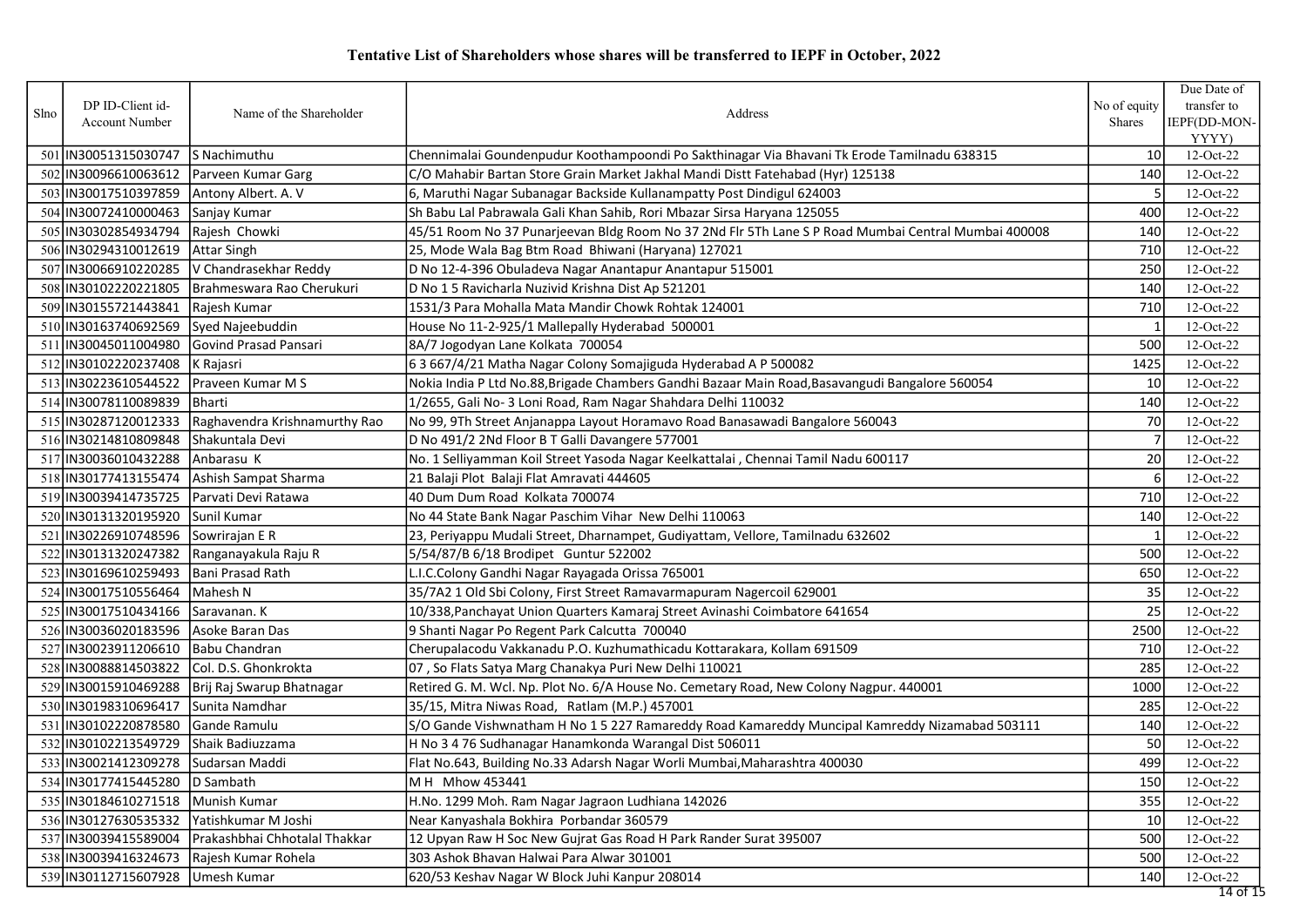# Tentative List of Shareholders whose shares will be transferred to IEPF in October, 2022

| Slno | DP ID-Client id-Account Number | Name of the Shareholder | Address | No of equity Shares | Due Date of transfer to IEPF(DD-MON-YYYY) |
|---|---|---|---|---|---|
| 501 | IN30051315030747 | S Nachimuthu | Chennimalai Goundenpudur Koothampoondi Po Sakthinagar Via Bhavani Tk Erode Tamilnadu 638315 | 10 | 12-Oct-22 |
| 502 | IN30096610063612 | Parveen Kumar Garg | C/O Mahabir Bartan Store Grain Market Jakhal Mandi Distt Fatehabad (Hyr) 125138 | 140 | 12-Oct-22 |
| 503 | IN30017510397859 | Antony Albert. A. V | 6, Maruthi Nagar Subanagar Backside Kullanampatty Post Dindigul 624003 | 5 | 12-Oct-22 |
| 504 | IN30072410000463 | Sanjay Kumar | Sh Babu Lal Pabrawala Gali Khan Sahib, Rori Mbazar Sirsa Haryana 125055 | 400 | 12-Oct-22 |
| 505 | IN30302854934794 | Rajesh Chowki | 45/51 Room No 37 Punarjeevan Bldg Room No 37 2Nd Flr 5Th Lane S P Road Mumbai Central Mumbai 400008 | 140 | 12-Oct-22 |
| 506 | IN30294310012619 | Attar Singh | 25, Mode Wala Bag Btm Road Bhiwani (Haryana) 127021 | 710 | 12-Oct-22 |
| 507 | IN30066910220285 | V Chandrasekhar Reddy | D No 12-4-396 Obuladeva Nagar Anantapur Anantapur 515001 | 250 | 12-Oct-22 |
| 508 | IN30102220221805 | Brahmeswara Rao Cherukuri | D No 1 5 Ravicharla Nuzivid Krishna Dist Ap 521201 | 140 | 12-Oct-22 |
| 509 | IN30155721443841 | Rajesh Kumar | 1531/3 Para Mohalla Mata Mandir Chowk Rohtak 124001 | 710 | 12-Oct-22 |
| 510 | IN30163740692569 | Syed Najeebuddin | House No 11-2-925/1 Mallepally Hyderabad 500001 | 1 | 12-Oct-22 |
| 511 | IN30045011004980 | Govind Prasad Pansari | 8A/7 Jogodyan Lane Kolkata 700054 | 500 | 12-Oct-22 |
| 512 | IN30102220237408 | K Rajasri | 6 3 667/4/21 Matha Nagar Colony Somajiguda Hyderabad A P 500082 | 1425 | 12-Oct-22 |
| 513 | IN30223610544522 | Praveen Kumar M S | Nokia India P Ltd No.88,Brigade Chambers Gandhi Bazaar Main Road,Basavangudi Bangalore 560054 | 10 | 12-Oct-22 |
| 514 | IN30078110089839 | Bharti | 1/2655, Gali No- 3 Loni Road, Ram Nagar Shahdara Delhi 110032 | 140 | 12-Oct-22 |
| 515 | IN30287120012333 | Raghavendra Krishnamurthy Rao | No 99, 9Th Street Anjanappa Layout Horamavo Road Banasawadi Bangalore 560043 | 70 | 12-Oct-22 |
| 516 | IN30214810809848 | Shakuntala Devi | D No 491/2 2Nd Floor B T Galli Davangere 577001 | 7 | 12-Oct-22 |
| 517 | IN30036010432288 | Anbarasu K | No. 1 Selliyamman Koil Street Yasoda Nagar Keelkattalai , Chennai Tamil Nadu 600117 | 20 | 12-Oct-22 |
| 518 | IN30177413155474 | Ashish Sampat Sharma | 21 Balaji Plot Balaji Flat Amravati 444605 | 6 | 12-Oct-22 |
| 519 | IN30039414735725 | Parvati Devi Ratawa | 40 Dum Dum Road Kolkata 700074 | 710 | 12-Oct-22 |
| 520 | IN30131320195920 | Sunil Kumar | No 44 State Bank Nagar Paschim Vihar New Delhi 110063 | 140 | 12-Oct-22 |
| 521 | IN30226910748596 | Sowrirajan E R | 23, Periyappu Mudali Street, Dharnampet, Gudiyattam, Vellore, Tamilnadu 632602 | 1 | 12-Oct-22 |
| 522 | IN30131320247382 | Ranganayakula Raju R | 5/54/87/B 6/18 Brodipet Guntur 522002 | 500 | 12-Oct-22 |
| 523 | IN30169610259493 | Bani Prasad Rath | L.I.C.Colony Gandhi Nagar Rayagada Orissa 765001 | 650 | 12-Oct-22 |
| 524 | IN30017510556464 | Mahesh N | 35/7A2 1 Old Sbi Colony, First Street Ramavarmapuram Nagercoil 629001 | 35 | 12-Oct-22 |
| 525 | IN30017510434166 | Saravanan. K | 10/338,Panchayat Union Quarters Kamaraj Street Avinashi Coimbatore 641654 | 25 | 12-Oct-22 |
| 526 | IN30036020183596 | Asoke Baran Das | 9 Shanti Nagar Po Regent Park Calcutta 700040 | 2500 | 12-Oct-22 |
| 527 | IN30023911206610 | Babu Chandran | Cherupalacodu Vakkanadu P.O. Kuzhumathicadu Kottarakara, Kollam 691509 | 710 | 12-Oct-22 |
| 528 | IN30088814503822 | Col. D.S. Ghonkrokta | 07 , So Flats Satya Marg Chanakya Puri New Delhi 110021 | 285 | 12-Oct-22 |
| 529 | IN30015910469288 | Brij Raj Swarup Bhatnagar | Retired G. M. Wcl. Np. Plot No. 6/A House No. Cemetary Road, New Colony Nagpur. 440001 | 1000 | 12-Oct-22 |
| 530 | IN30198310696417 | Sunita Namdhar | 35/15, Mitra Niwas Road, Ratlam (M.P.) 457001 | 285 | 12-Oct-22 |
| 531 | IN30102220878580 | Gande Ramulu | S/O Gande Vishwnatham H No 1 5 227 Ramareddy Road Kamareddy Muncipal Kamreddy Nizamabad 503111 | 140 | 12-Oct-22 |
| 532 | IN30102213549729 | Shaik Badiuzzama | H No 3 4 76 Sudhanagar Hanamkonda Warangal Dist 506011 | 50 | 12-Oct-22 |
| 533 | IN30021412309278 | Sudarsan Maddi | Flat No.643, Building No.33 Adarsh Nagar Worli Mumbai,Maharashtra 400030 | 499 | 12-Oct-22 |
| 534 | IN30177415445280 | D Sambath | M H Mhow 453441 | 150 | 12-Oct-22 |
| 535 | IN30184610271518 | Munish Kumar | H.No. 1299 Moh. Ram Nagar Jagraon Ludhiana 142026 | 355 | 12-Oct-22 |
| 536 | IN30127630535332 | Yatishkumar M Joshi | Near Kanyashala Bokhira Porbandar 360579 | 10 | 12-Oct-22 |
| 537 | IN30039415589004 | Prakashbhai Chhotalal Thakkar | 12 Upyan Raw H Soc New Gujrat Gas Road H Park Rander Surat 395007 | 500 | 12-Oct-22 |
| 538 | IN30039416324673 | Rajesh Kumar Rohela | 303 Ashok Bhavan Halwai Para Alwar 301001 | 500 | 12-Oct-22 |
| 539 | IN30112715607928 | Umesh Kumar | 620/53 Keshav Nagar W Block Juhi Kanpur 208014 | 140 | 12-Oct-22 |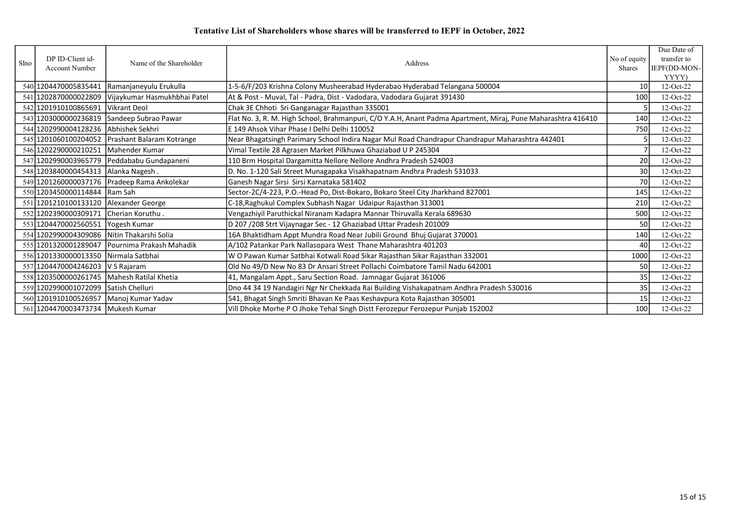**Tentative List of Shareholders whose shares will be transferred to IEPF in October, 2022**

| Slno | DP ID-Client id-Account Number | Name of the Shareholder | Address | No of equity Shares | Due Date of transfer to IEPF(DD-MON-YYYY) |
|---|---|---|---|---|---|
| 540 | 1204470005835441 | Ramanjaneyulu Erukulla | 1-5-6/F/203 Krishna Colony Musheerabad Hyderabao Hyderabad Telangana 500004 | 10 | 12-Oct-22 |
| 541 | 1202870000022809 | Vijaykumar Hasmukhbhai Patel | At & Post - Muval, Tal - Padra, Dist - Vadodara, Vadodara Gujarat 391430 | 100 | 12-Oct-22 |
| 542 | 1201910100865691 | Vikrant Deol | Chak 3E Chhoti Sri Ganganagar Rajasthan 335001 | 5 | 12-Oct-22 |
| 543 | 1203000000236819 | Sandeep Subrao Pawar | Flat No. 3, R. M. High School, Brahmanpuri, C/O Y.A.H, Anant Padma Apartment, Miraj, Pune Maharashtra 416410 | 140 | 12-Oct-22 |
| 544 | 1202990004128236 | Abhishek Sekhri | E 149 Ahsok Vihar Phase I Delhi Delhi 110052 | 750 | 12-Oct-22 |
| 545 | 1201060100204052 | Prashant Balaram Kotrange | Near Bhagatsingh Parimary School Indira Nagar Mul Road Chandrapur Chandrapur Maharashtra 442401 | 5 | 12-Oct-22 |
| 546 | 1202290000210251 | Mahender Kumar | Vimal Textile 28 Agrasen Market Pilkhuwa Ghaziabad U P 245304 | 7 | 12-Oct-22 |
| 547 | 1202990003965779 | Peddababu Gundapaneni | 110 Brm Hospital Dargamitta Nellore Nellore Andhra Pradesh 524003 | 20 | 12-Oct-22 |
| 548 | 1203840000454313 | Alanka Nagesh . | D. No. 1-120 Sali Street Munagapaka Visakhapatnam Andhra Pradesh 531033 | 30 | 12-Oct-22 |
| 549 | 1201260000037176 | Pradeep Rama Ankolekar | Ganesh Nagar Sirsi Sirsi Karnataka 581402 | 70 | 12-Oct-22 |
| 550 | 1203450000114844 | Ram Sah | Sector-2C/4-223, P.O.-Head Po, Dist-Bokaro, Bokaro Steel City Jharkhand 827001 | 145 | 12-Oct-22 |
| 551 | 1201210100133120 | Alexander George | C-18,Raghukul Complex Subhash Nagar Udaipur Rajasthan 313001 | 210 | 12-Oct-22 |
| 552 | 1202390000309171 | Cherian Koruthu . | Vengazhiyil Paruthickal Niranam Kadapra Mannar Thiruvalla Kerala 689630 | 500 | 12-Oct-22 |
| 553 | 1204470002560551 | Yogesh Kumar | D 207 /208 Strt Vijaynagar Sec - 12 Ghaziabad Uttar Pradesh 201009 | 50 | 12-Oct-22 |
| 554 | 1202990004309086 | Nitin Thakarshi Solia | 16A Bhaktidham Appt Mundra Road Near Jubili Ground Bhuj Gujarat 370001 | 140 | 12-Oct-22 |
| 555 | 1201320001289047 | Pournima Prakash Mahadik | A/102 Patankar Park Nallasopara West Thane Maharashtra 401203 | 40 | 12-Oct-22 |
| 556 | 1201330000013350 | Nirmala Satbhai | W O Pawan Kumar Satbhai Kotwali Road Sikar Rajasthan Sikar Rajasthan 332001 | 1000 | 12-Oct-22 |
| 557 | 1204470004246203 | V S Rajaram | Old No 49/D New No 83 Dr Ansari Street Pollachi Coimbatore Tamil Nadu 642001 | 50 | 12-Oct-22 |
| 558 | 1203500000261745 | Mahesh Ratilal Khetia | 41, Mangalam Appt., Saru Section Road. Jamnagar Gujarat 361006 | 35 | 12-Oct-22 |
| 559 | 1202990001072099 | Satish Chelluri | Dno 44 34 19 Nandagiri Ngr Nr Chekkada Rai Building Vishakapatnam Andhra Pradesh 530016 | 35 | 12-Oct-22 |
| 560 | 1201910100526957 | Manoj Kumar Yadav | 541, Bhagat Singh Smriti Bhavan Ke Paas Keshavpura Kota Rajasthan 305001 | 15 | 12-Oct-22 |
| 561 | 1204470003473734 | Mukesh Kumar | Vill Dhoke Morhe P O Jhoke Tehal Singh Distt Ferozepur Ferozepur Punjab 152002 | 100 | 12-Oct-22 |